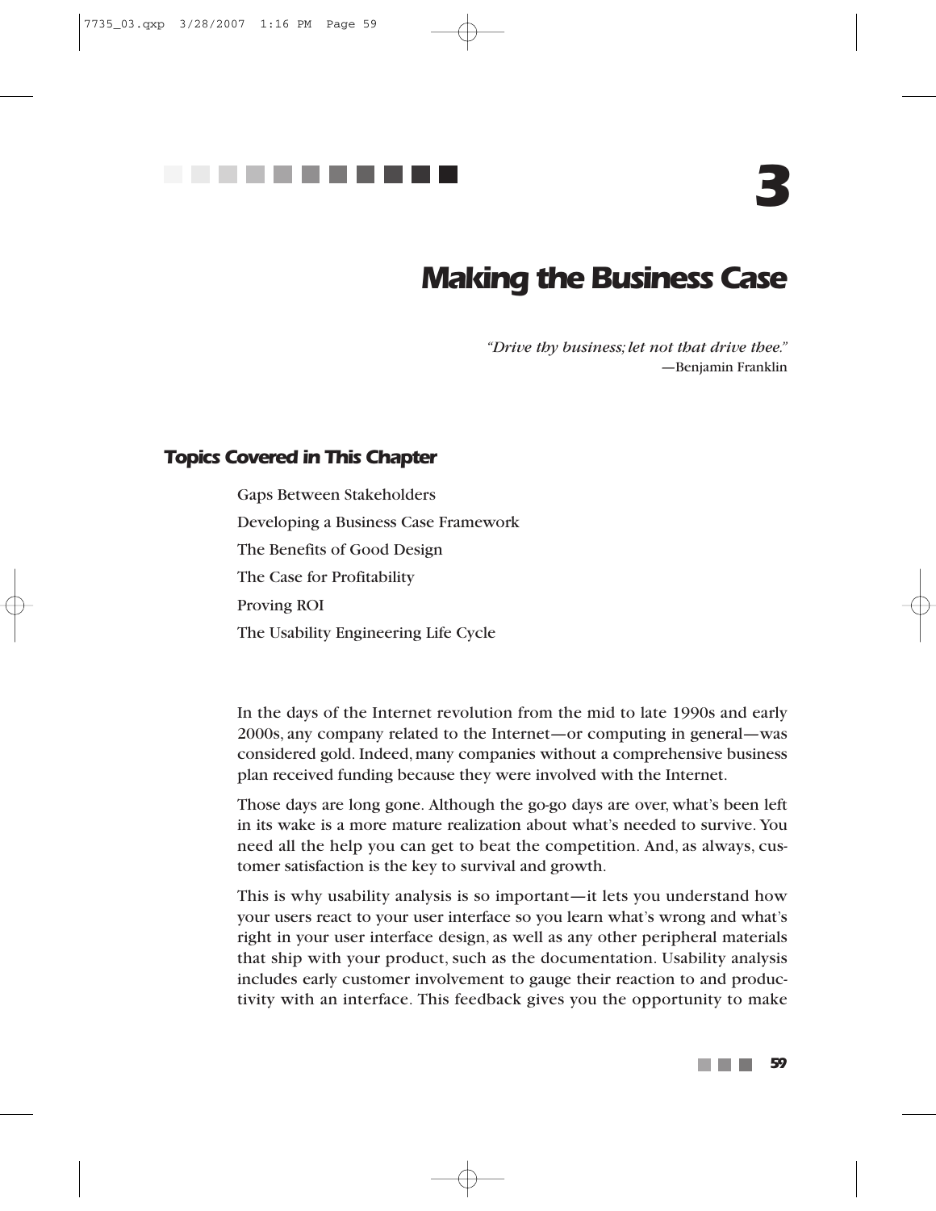# 3

# Making the Business Case

*"Drive thy business; let not that drive thee."*
—Benjamin Franklin

## Topics Covered in This Chapter

Gaps Between Stakeholders

Developing a Business Case Framework

The Benefits of Good Design

The Case for Profitability

Proving ROI

The Usability Engineering Life Cycle

In the days of the Internet revolution from the mid to late 1990s and early 2000s, any company related to the Internet—or computing in general—was considered gold. Indeed, many companies without a comprehensive business plan received funding because they were involved with the Internet.

Those days are long gone. Although the go-go days are over, what's been left in its wake is a more mature realization about what's needed to survive. You need all the help you can get to beat the competition. And, as always, customer satisfaction is the key to survival and growth.

This is why usability analysis is so important—it lets you understand how your users react to your user interface so you learn what's wrong and what's right in your user interface design, as well as any other peripheral materials that ship with your product, such as the documentation. Usability analysis includes early customer involvement to gauge their reaction to and productivity with an interface. This feedback gives you the opportunity to make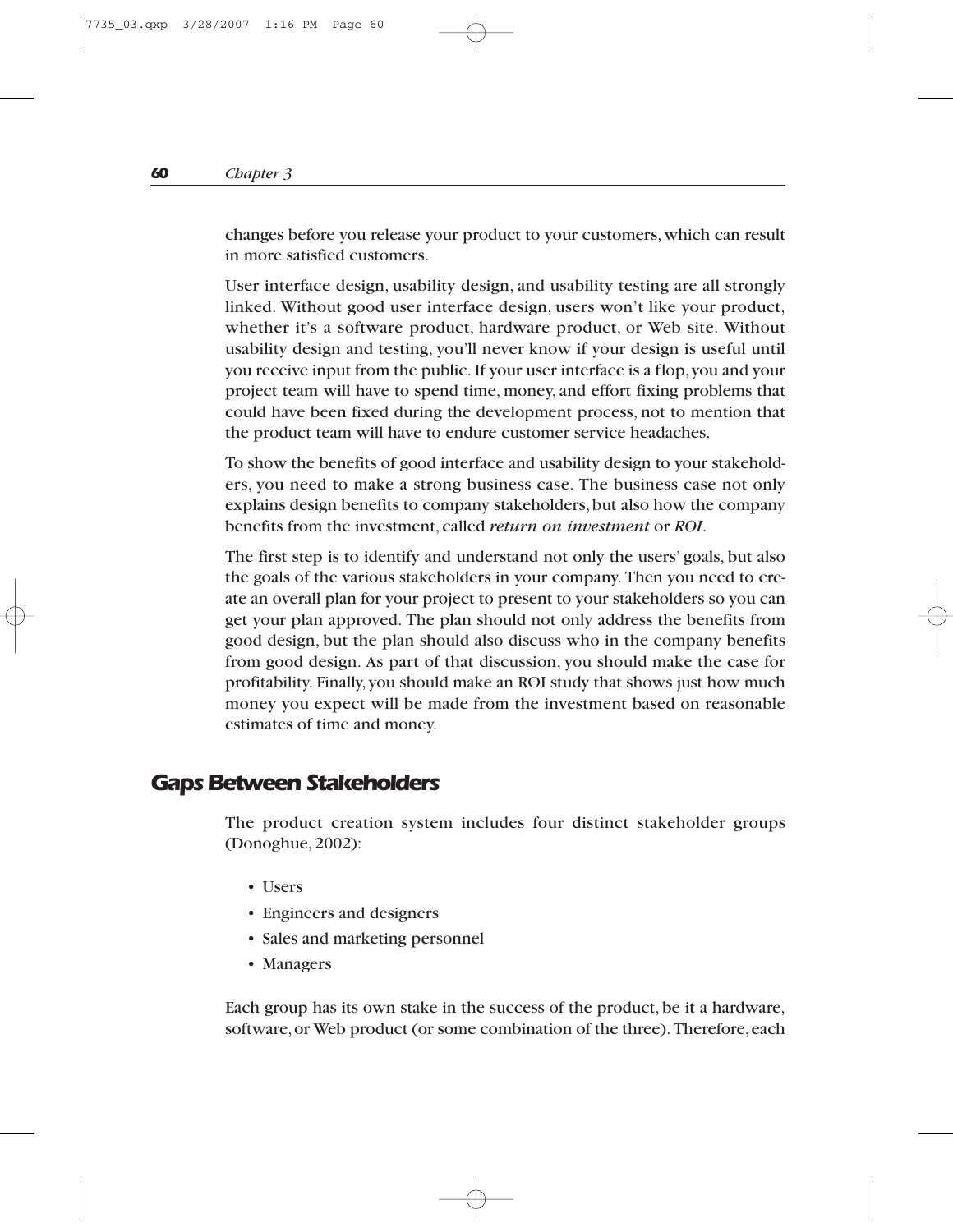changes before you release your product to your customers, which can result in more satisfied customers.

User interface design, usability design, and usability testing are all strongly linked. Without good user interface design, users won't like your product, whether it's a software product, hardware product, or Web site. Without usability design and testing, you'll never know if your design is useful until you receive input from the public. If your user interface is a flop, you and your project team will have to spend time, money, and effort fixing problems that could have been fixed during the development process, not to mention that the product team will have to endure customer service headaches.

To show the benefits of good interface and usability design to your stakeholders, you need to make a strong business case. The business case not only explains design benefits to company stakeholders, but also how the company benefits from the investment, called *return on investment* or *ROI*.

The first step is to identify and understand not only the users' goals, but also the goals of the various stakeholders in your company. Then you need to create an overall plan for your project to present to your stakeholders so you can get your plan approved. The plan should not only address the benefits from good design, but the plan should also discuss who in the company benefits from good design. As part of that discussion, you should make the case for profitability. Finally, you should make an ROI study that shows just how much money you expect will be made from the investment based on reasonable estimates of time and money.

## Gaps Between Stakeholders

The product creation system includes four distinct stakeholder groups (Donoghue, 2002):

- Users
- Engineers and designers
- Sales and marketing personnel
- Managers

Each group has its own stake in the success of the product, be it a hardware, software, or Web product (or some combination of the three). Therefore, each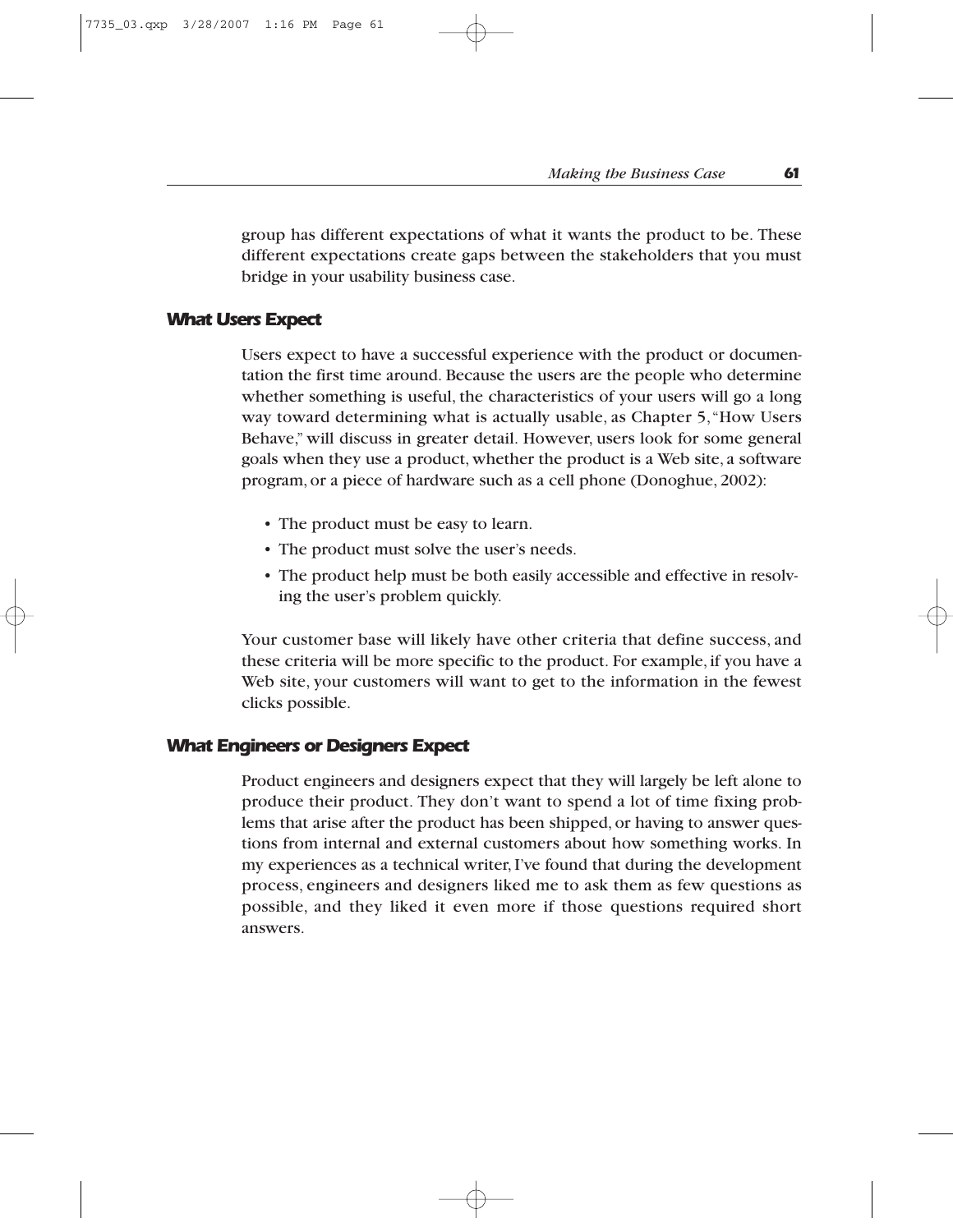group has different expectations of what it wants the product to be. These different expectations create gaps between the stakeholders that you must bridge in your usability business case.

### What Users Expect

Users expect to have a successful experience with the product or documentation the first time around. Because the users are the people who determine whether something is useful, the characteristics of your users will go a long way toward determining what is actually usable, as Chapter 5, "How Users Behave," will discuss in greater detail. However, users look for some general goals when they use a product, whether the product is a Web site, a software program, or a piece of hardware such as a cell phone (Donoghue, 2002):

- The product must be easy to learn.
- The product must solve the user's needs.
- The product help must be both easily accessible and effective in resolving the user's problem quickly.

Your customer base will likely have other criteria that define success, and these criteria will be more specific to the product. For example, if you have a Web site, your customers will want to get to the information in the fewest clicks possible.

### What Engineers or Designers Expect

Product engineers and designers expect that they will largely be left alone to produce their product. They don't want to spend a lot of time fixing problems that arise after the product has been shipped, or having to answer questions from internal and external customers about how something works. In my experiences as a technical writer, I've found that during the development process, engineers and designers liked me to ask them as few questions as possible, and they liked it even more if those questions required short answers.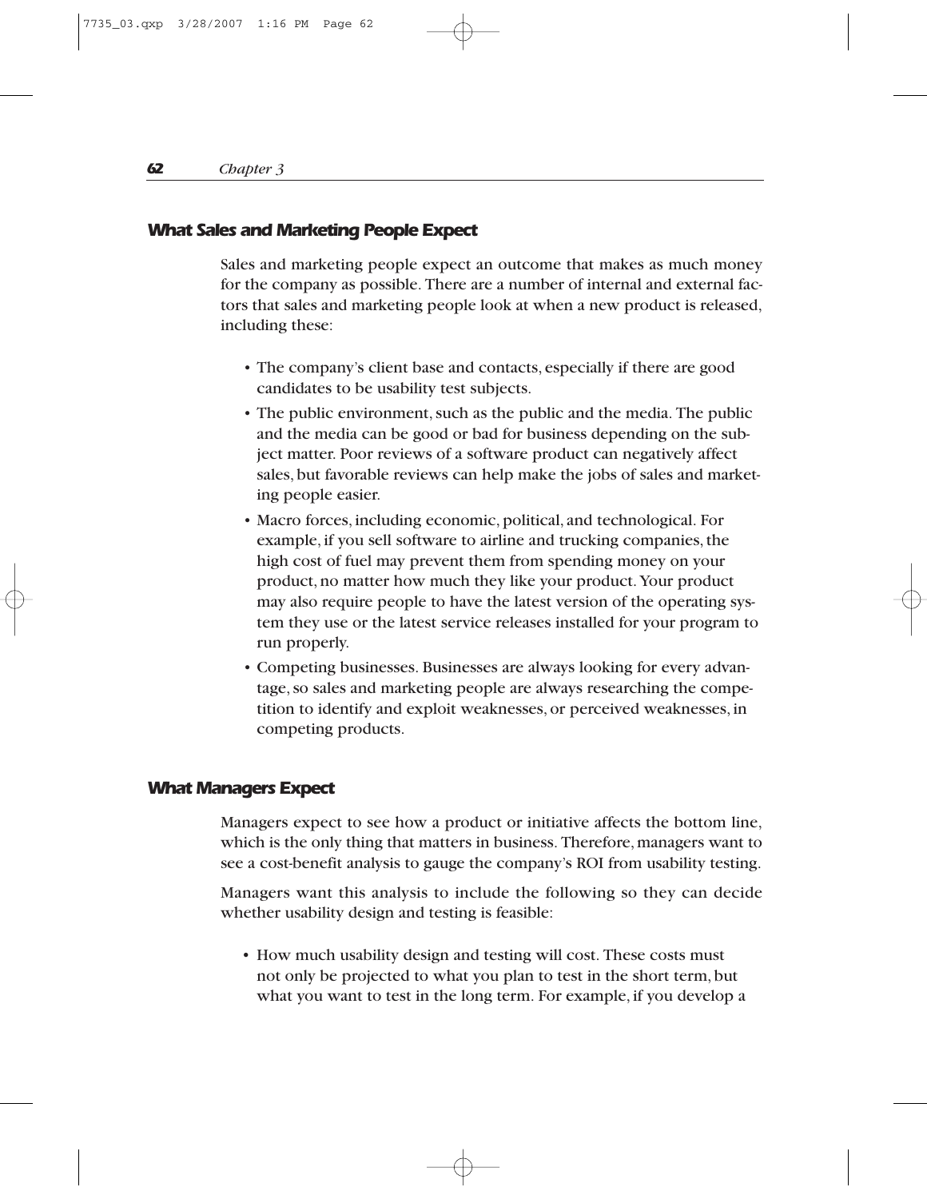### What Sales and Marketing People Expect

Sales and marketing people expect an outcome that makes as much money for the company as possible. There are a number of internal and external factors that sales and marketing people look at when a new product is released, including these:

- The company's client base and contacts, especially if there are good candidates to be usability test subjects.
- The public environment, such as the public and the media. The public and the media can be good or bad for business depending on the subject matter. Poor reviews of a software product can negatively affect sales, but favorable reviews can help make the jobs of sales and marketing people easier.
- Macro forces, including economic, political, and technological. For example, if you sell software to airline and trucking companies, the high cost of fuel may prevent them from spending money on your product, no matter how much they like your product. Your product may also require people to have the latest version of the operating system they use or the latest service releases installed for your program to run properly.
- Competing businesses. Businesses are always looking for every advantage, so sales and marketing people are always researching the competition to identify and exploit weaknesses, or perceived weaknesses, in competing products.

### What Managers Expect

Managers expect to see how a product or initiative affects the bottom line, which is the only thing that matters in business. Therefore, managers want to see a cost-benefit analysis to gauge the company's ROI from usability testing.

Managers want this analysis to include the following so they can decide whether usability design and testing is feasible:

- How much usability design and testing will cost. These costs must not only be projected to what you plan to test in the short term, but what you want to test in the long term. For example, if you develop a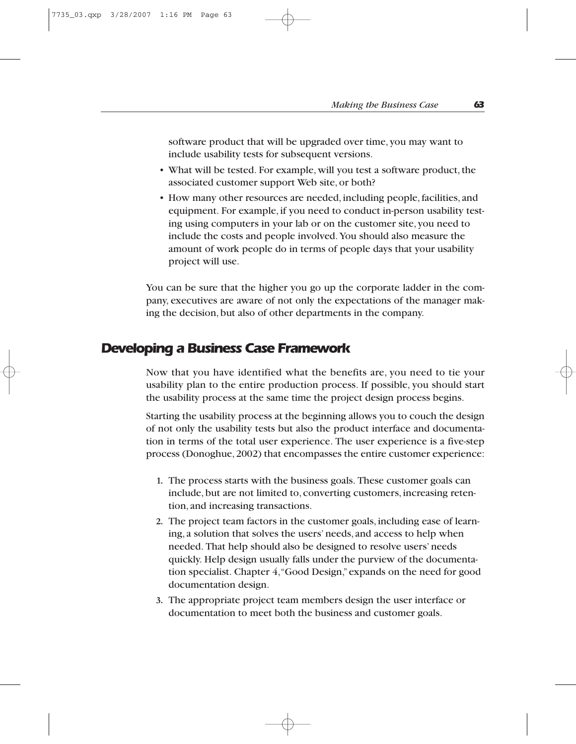software product that will be upgraded over time, you may want to include usability tests for subsequent versions.

- What will be tested. For example, will you test a software product, the associated customer support Web site, or both?
- How many other resources are needed, including people, facilities, and equipment. For example, if you need to conduct in-person usability testing using computers in your lab or on the customer site, you need to include the costs and people involved. You should also measure the amount of work people do in terms of people days that your usability project will use.

You can be sure that the higher you go up the corporate ladder in the company, executives are aware of not only the expectations of the manager making the decision, but also of other departments in the company.

## Developing a Business Case Framework

Now that you have identified what the benefits are, you need to tie your usability plan to the entire production process. If possible, you should start the usability process at the same time the project design process begins.

Starting the usability process at the beginning allows you to couch the design of not only the usability tests but also the product interface and documentation in terms of the total user experience. The user experience is a five-step process (Donoghue, 2002) that encompasses the entire customer experience:

1. The process starts with the business goals. These customer goals can include, but are not limited to, converting customers, increasing retention, and increasing transactions.
2. The project team factors in the customer goals, including ease of learning, a solution that solves the users' needs, and access to help when needed. That help should also be designed to resolve users' needs quickly. Help design usually falls under the purview of the documentation specialist. Chapter 4, "Good Design," expands on the need for good documentation design.
3. The appropriate project team members design the user interface or documentation to meet both the business and customer goals.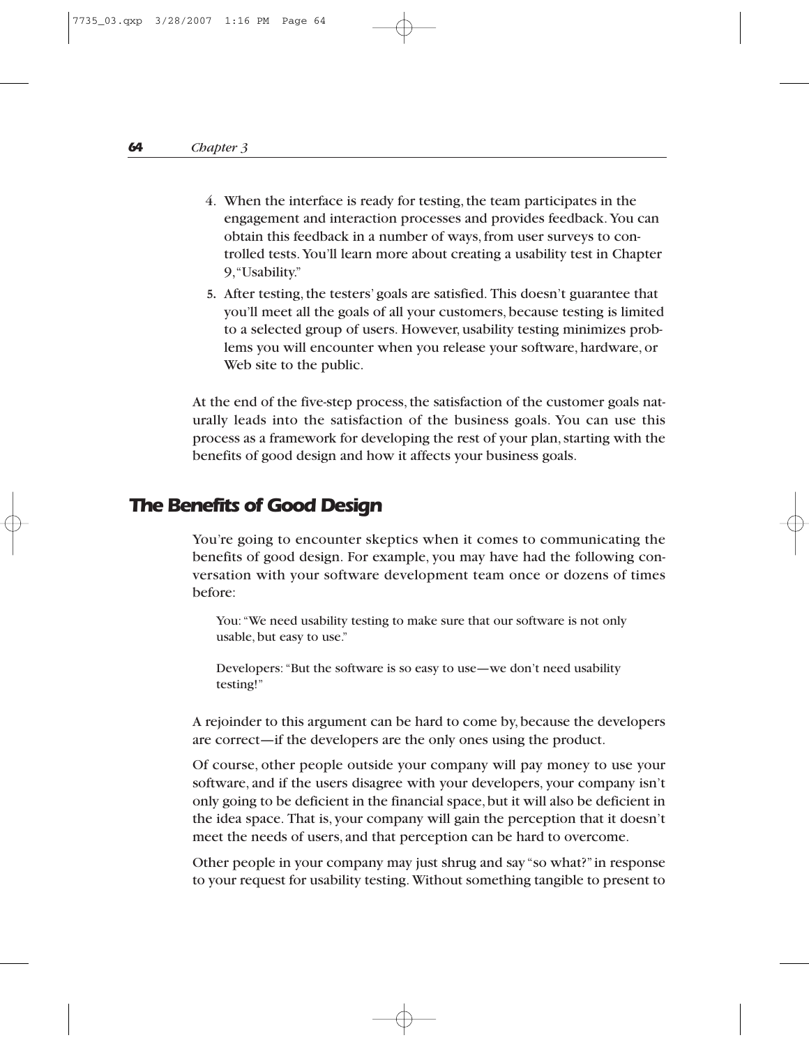4. When the interface is ready for testing, the team participates in the engagement and interaction processes and provides feedback. You can obtain this feedback in a number of ways, from user surveys to controlled tests. You'll learn more about creating a usability test in Chapter 9, "Usability."
5. After testing, the testers' goals are satisfied. This doesn't guarantee that you'll meet all the goals of all your customers, because testing is limited to a selected group of users. However, usability testing minimizes problems you will encounter when you release your software, hardware, or Web site to the public.

At the end of the five-step process, the satisfaction of the customer goals naturally leads into the satisfaction of the business goals. You can use this process as a framework for developing the rest of your plan, starting with the benefits of good design and how it affects your business goals.

## The Benefits of Good Design

You're going to encounter skeptics when it comes to communicating the benefits of good design. For example, you may have had the following conversation with your software development team once or dozens of times before:

> You: "We need usability testing to make sure that our software is not only usable, but easy to use."
>
> Developers: "But the software is so easy to use—we don't need usability testing!"

A rejoinder to this argument can be hard to come by, because the developers are correct—if the developers are the only ones using the product.

Of course, other people outside your company will pay money to use your software, and if the users disagree with your developers, your company isn't only going to be deficient in the financial space, but it will also be deficient in the idea space. That is, your company will gain the perception that it doesn't meet the needs of users, and that perception can be hard to overcome.

Other people in your company may just shrug and say "so what?" in response to your request for usability testing. Without something tangible to present to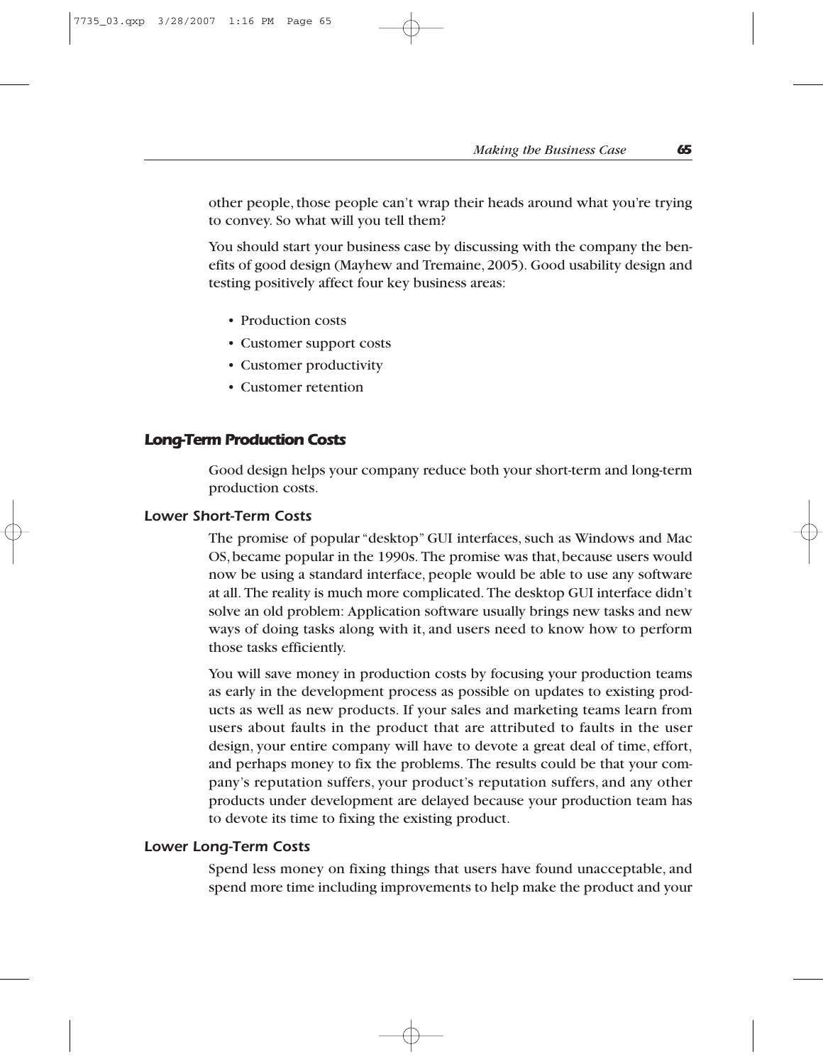other people, those people can't wrap their heads around what you're trying to convey. So what will you tell them?

You should start your business case by discussing with the company the benefits of good design (Mayhew and Tremaine, 2005). Good usability design and testing positively affect four key business areas:

- Production costs
- Customer support costs
- Customer productivity
- Customer retention

## *Long-Term Production Costs*

Good design helps your company reduce both your short-term and long-term production costs.

### *Lower Short-Term Costs*

The promise of popular "desktop" GUI interfaces, such as Windows and Mac OS, became popular in the 1990s. The promise was that, because users would now be using a standard interface, people would be able to use any software at all. The reality is much more complicated. The desktop GUI interface didn't solve an old problem: Application software usually brings new tasks and new ways of doing tasks along with it, and users need to know how to perform those tasks efficiently.

You will save money in production costs by focusing your production teams as early in the development process as possible on updates to existing products as well as new products. If your sales and marketing teams learn from users about faults in the product that are attributed to faults in the user design, your entire company will have to devote a great deal of time, effort, and perhaps money to fix the problems. The results could be that your company's reputation suffers, your product's reputation suffers, and any other products under development are delayed because your production team has to devote its time to fixing the existing product.

### *Lower Long-Term Costs*

Spend less money on fixing things that users have found unacceptable, and spend more time including improvements to help make the product and your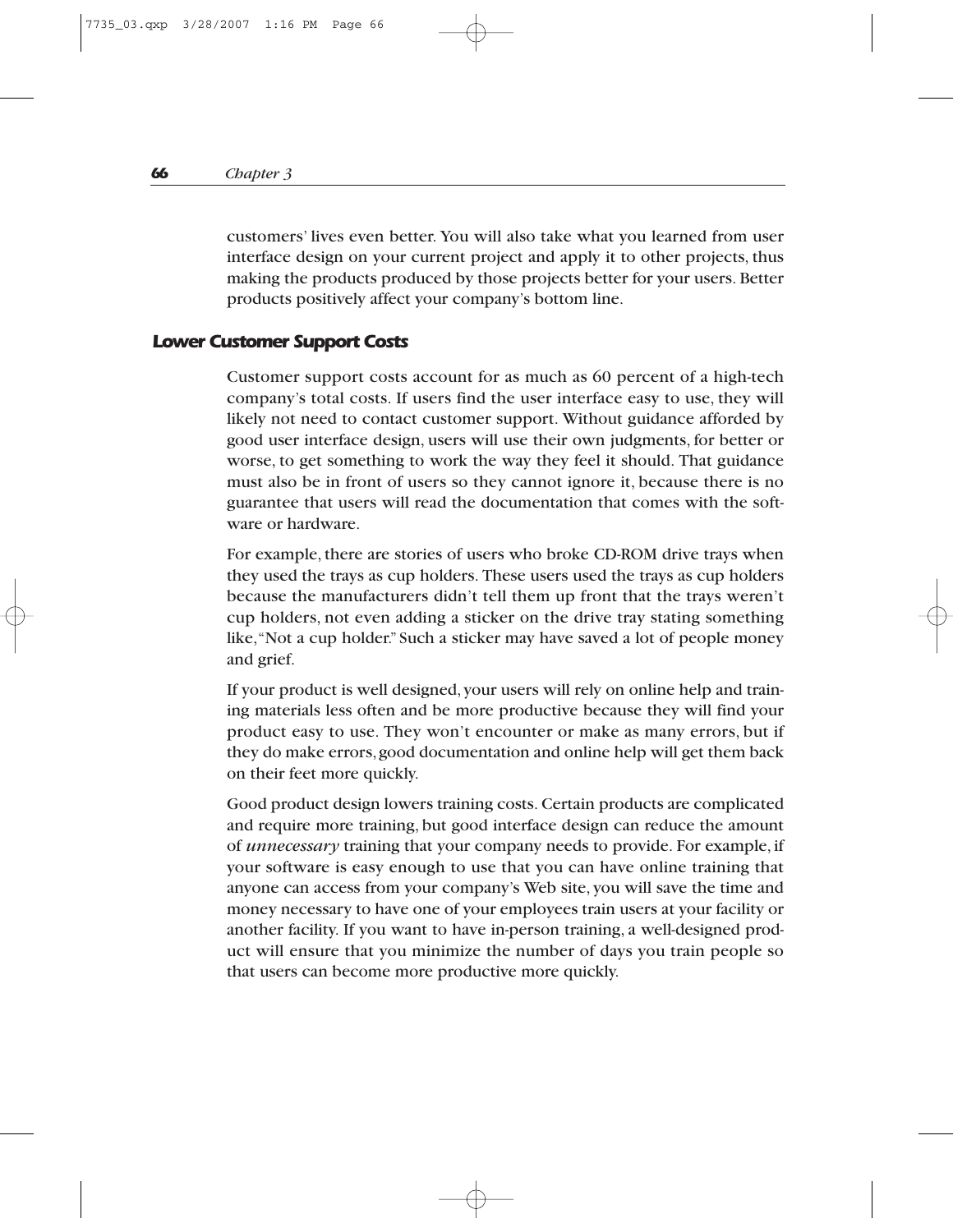customers' lives even better. You will also take what you learned from user interface design on your current project and apply it to other projects, thus making the products produced by those projects better for your users. Better products positively affect your company's bottom line.

### Lower Customer Support Costs

Customer support costs account for as much as 60 percent of a high-tech company's total costs. If users find the user interface easy to use, they will likely not need to contact customer support. Without guidance afforded by good user interface design, users will use their own judgments, for better or worse, to get something to work the way they feel it should. That guidance must also be in front of users so they cannot ignore it, because there is no guarantee that users will read the documentation that comes with the software or hardware.

For example, there are stories of users who broke CD-ROM drive trays when they used the trays as cup holders. These users used the trays as cup holders because the manufacturers didn't tell them up front that the trays weren't cup holders, not even adding a sticker on the drive tray stating something like, "Not a cup holder." Such a sticker may have saved a lot of people money and grief.

If your product is well designed, your users will rely on online help and training materials less often and be more productive because they will find your product easy to use. They won't encounter or make as many errors, but if they do make errors, good documentation and online help will get them back on their feet more quickly.

Good product design lowers training costs. Certain products are complicated and require more training, but good interface design can reduce the amount of *unnecessary* training that your company needs to provide. For example, if your software is easy enough to use that you can have online training that anyone can access from your company's Web site, you will save the time and money necessary to have one of your employees train users at your facility or another facility. If you want to have in-person training, a well-designed product will ensure that you minimize the number of days you train people so that users can become more productive more quickly.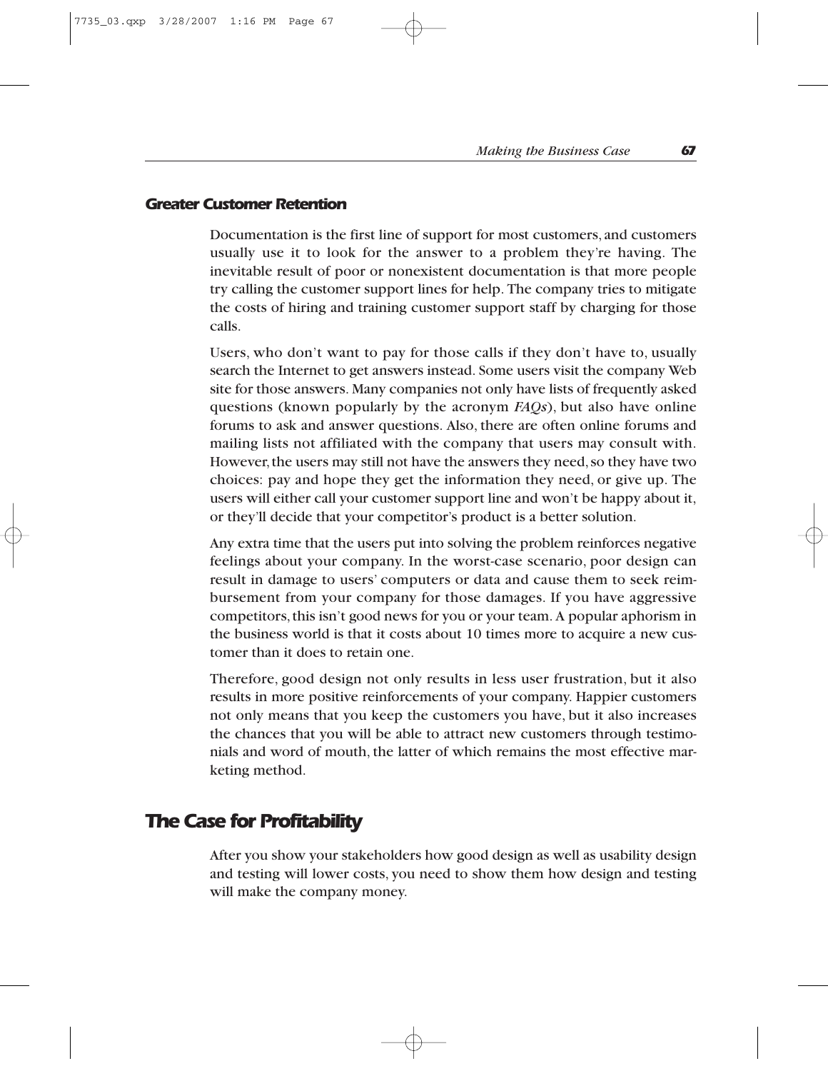### Greater Customer Retention

Documentation is the first line of support for most customers, and customers usually use it to look for the answer to a problem they're having. The inevitable result of poor or nonexistent documentation is that more people try calling the customer support lines for help. The company tries to mitigate the costs of hiring and training customer support staff by charging for those calls.

Users, who don't want to pay for those calls if they don't have to, usually search the Internet to get answers instead. Some users visit the company Web site for those answers. Many companies not only have lists of frequently asked questions (known popularly by the acronym *FAQs*), but also have online forums to ask and answer questions. Also, there are often online forums and mailing lists not affiliated with the company that users may consult with. However, the users may still not have the answers they need, so they have two choices: pay and hope they get the information they need, or give up. The users will either call your customer support line and won't be happy about it, or they'll decide that your competitor's product is a better solution.

Any extra time that the users put into solving the problem reinforces negative feelings about your company. In the worst-case scenario, poor design can result in damage to users' computers or data and cause them to seek reimbursement from your company for those damages. If you have aggressive competitors, this isn't good news for you or your team. A popular aphorism in the business world is that it costs about 10 times more to acquire a new customer than it does to retain one.

Therefore, good design not only results in less user frustration, but it also results in more positive reinforcements of your company. Happier customers not only means that you keep the customers you have, but it also increases the chances that you will be able to attract new customers through testimonials and word of mouth, the latter of which remains the most effective marketing method.

## The Case for Profitability

After you show your stakeholders how good design as well as usability design and testing will lower costs, you need to show them how design and testing will make the company money.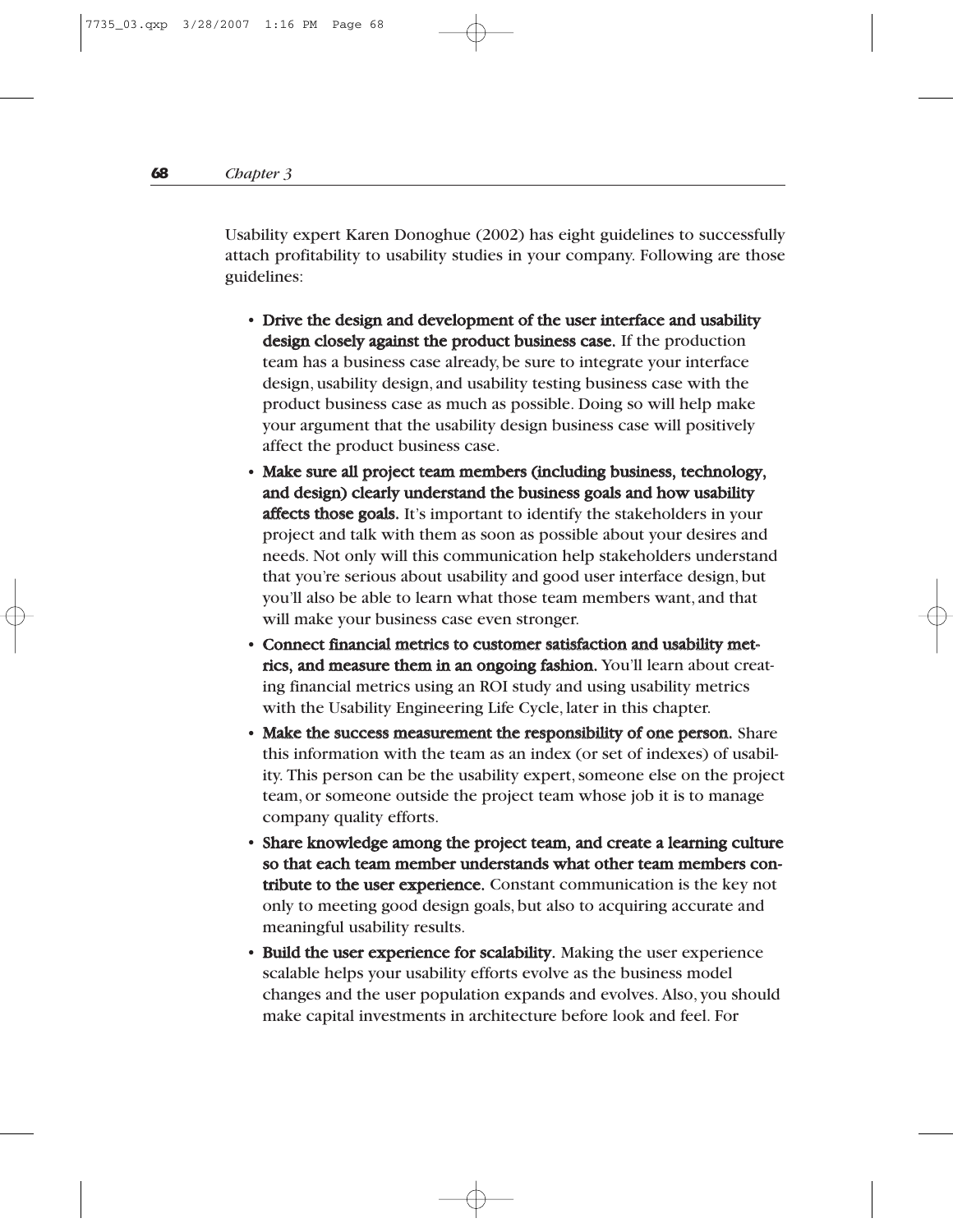Usability expert Karen Donoghue (2002) has eight guidelines to successfully attach profitability to usability studies in your company. Following are those guidelines:

- **Drive the design and development of the user interface and usability design closely against the product business case.** If the production team has a business case already, be sure to integrate your interface design, usability design, and usability testing business case with the product business case as much as possible. Doing so will help make your argument that the usability design business case will positively affect the product business case.
- **Make sure all project team members (including business, technology, and design) clearly understand the business goals and how usability affects those goals.** It's important to identify the stakeholders in your project and talk with them as soon as possible about your desires and needs. Not only will this communication help stakeholders understand that you're serious about usability and good user interface design, but you'll also be able to learn what those team members want, and that will make your business case even stronger.
- **Connect financial metrics to customer satisfaction and usability metrics, and measure them in an ongoing fashion.** You'll learn about creating financial metrics using an ROI study and using usability metrics with the Usability Engineering Life Cycle, later in this chapter.
- **Make the success measurement the responsibility of one person.** Share this information with the team as an index (or set of indexes) of usability. This person can be the usability expert, someone else on the project team, or someone outside the project team whose job it is to manage company quality efforts.
- **Share knowledge among the project team, and create a learning culture so that each team member understands what other team members contribute to the user experience.** Constant communication is the key not only to meeting good design goals, but also to acquiring accurate and meaningful usability results.
- **Build the user experience for scalability.** Making the user experience scalable helps your usability efforts evolve as the business model changes and the user population expands and evolves. Also, you should make capital investments in architecture before look and feel. For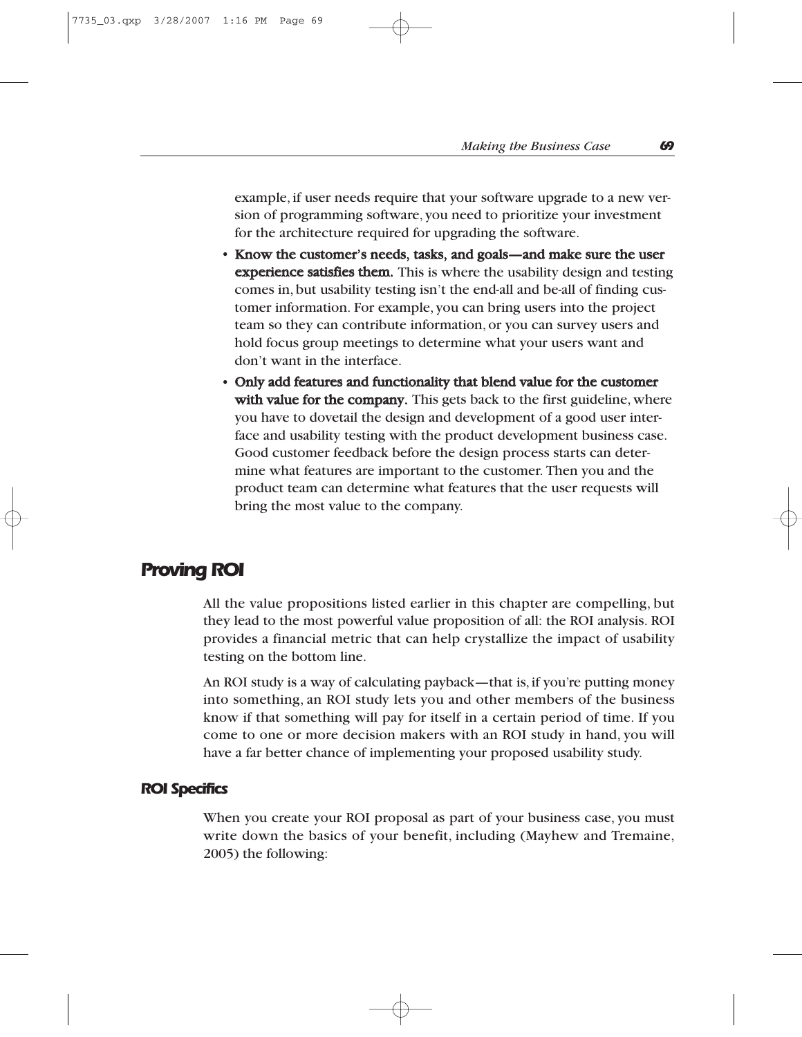example, if user needs require that your software upgrade to a new version of programming software, you need to prioritize your investment for the architecture required for upgrading the software.

- **Know the customer's needs, tasks, and goals—and make sure the user experience satisfies them.** This is where the usability design and testing comes in, but usability testing isn't the end-all and be-all of finding customer information. For example, you can bring users into the project team so they can contribute information, or you can survey users and hold focus group meetings to determine what your users want and don't want in the interface.
- **Only add features and functionality that blend value for the customer with value for the company.** This gets back to the first guideline, where you have to dovetail the design and development of a good user interface and usability testing with the product development business case. Good customer feedback before the design process starts can determine what features are important to the customer. Then you and the product team can determine what features that the user requests will bring the most value to the company.

## Proving ROI

All the value propositions listed earlier in this chapter are compelling, but they lead to the most powerful value proposition of all: the ROI analysis. ROI provides a financial metric that can help crystallize the impact of usability testing on the bottom line.

An ROI study is a way of calculating payback—that is, if you're putting money into something, an ROI study lets you and other members of the business know if that something will pay for itself in a certain period of time. If you come to one or more decision makers with an ROI study in hand, you will have a far better chance of implementing your proposed usability study.

### ROI Specifics

When you create your ROI proposal as part of your business case, you must write down the basics of your benefit, including (Mayhew and Tremaine, 2005) the following: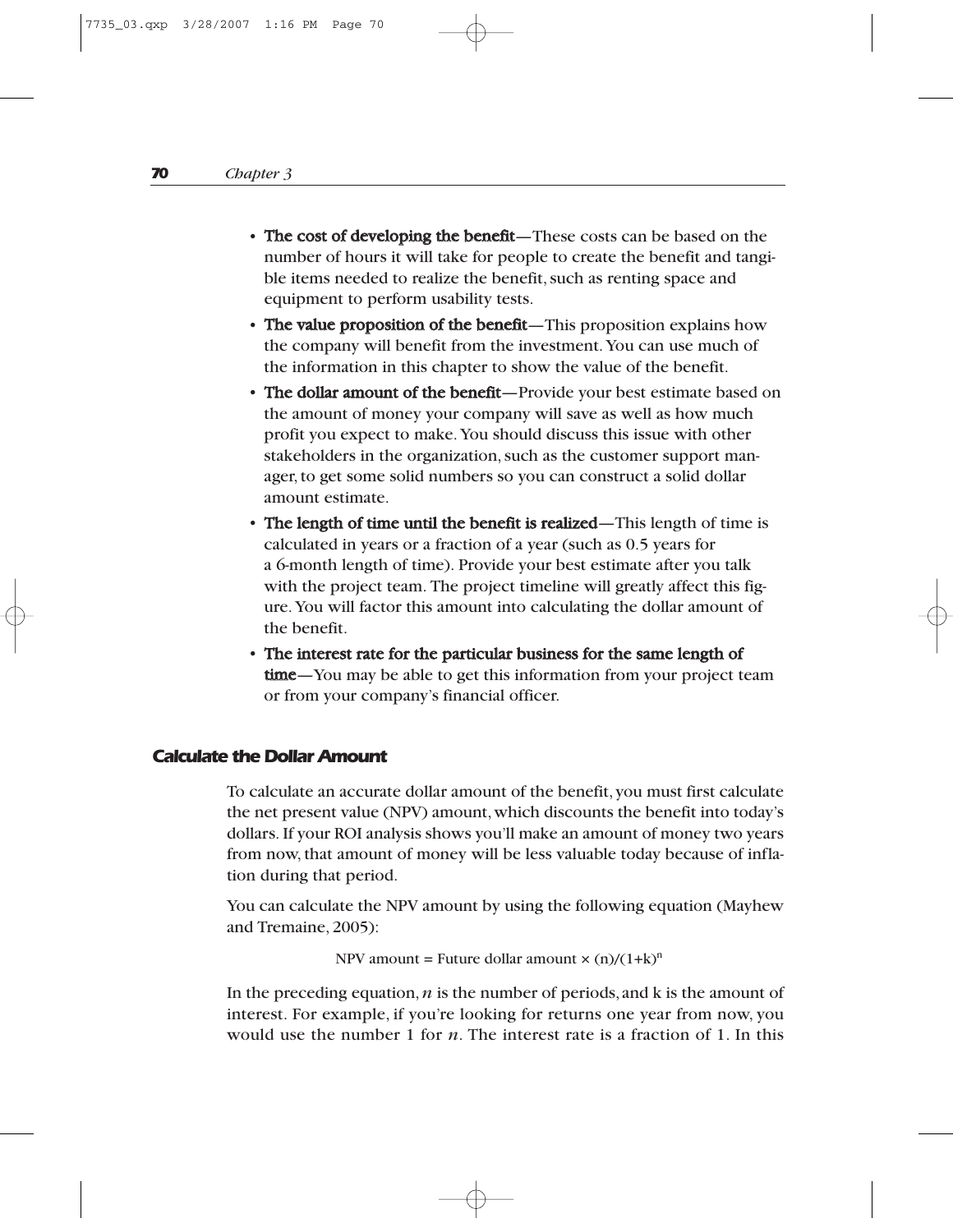- **The cost of developing the benefit**—These costs can be based on the number of hours it will take for people to create the benefit and tangible items needed to realize the benefit, such as renting space and equipment to perform usability tests.
- **The value proposition of the benefit**—This proposition explains how the company will benefit from the investment. You can use much of the information in this chapter to show the value of the benefit.
- **The dollar amount of the benefit**—Provide your best estimate based on the amount of money your company will save as well as how much profit you expect to make. You should discuss this issue with other stakeholders in the organization, such as the customer support manager, to get some solid numbers so you can construct a solid dollar amount estimate.
- **The length of time until the benefit is realized**—This length of time is calculated in years or a fraction of a year (such as 0.5 years for a 6-month length of time). Provide your best estimate after you talk with the project team. The project timeline will greatly affect this figure. You will factor this amount into calculating the dollar amount of the benefit.
- **The interest rate for the particular business for the same length of time**—You may be able to get this information from your project team or from your company's financial officer.

### Calculate the Dollar Amount

To calculate an accurate dollar amount of the benefit, you must first calculate the net present value (NPV) amount, which discounts the benefit into today's dollars. If your ROI analysis shows you'll make an amount of money two years from now, that amount of money will be less valuable today because of inflation during that period.

You can calculate the NPV amount by using the following equation (Mayhew and Tremaine, 2005):

$$\text{NPV amount} = \text{Future dollar amount} \times (n)/(1+k)^n$$

In the preceding equation, $n$ is the number of periods, and k is the amount of interest. For example, if you're looking for returns one year from now, you would use the number 1 for $n$. The interest rate is a fraction of 1. In this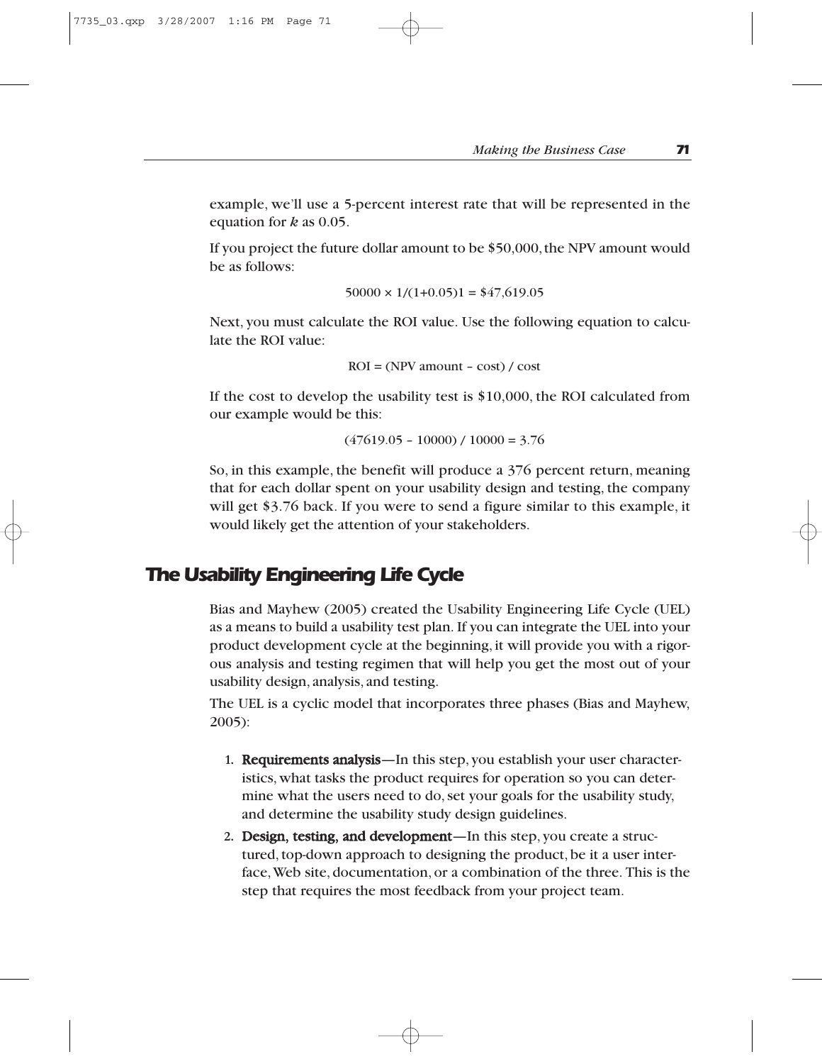example, we'll use a 5-percent interest rate that will be represented in the equation for $k$ as 0.05.

If you project the future dollar amount to be \$50,000, the NPV amount would be as follows:

$$50000 \times 1/(1+0.05)1 = \$47{,}619.05$$

Next, you must calculate the ROI value. Use the following equation to calculate the ROI value:

$$\text{ROI} = (\text{NPV amount} - \text{cost}) / \text{cost}$$

If the cost to develop the usability test is \$10,000, the ROI calculated from our example would be this:

$$(47619.05 - 10000) / 10000 = 3.76$$

So, in this example, the benefit will produce a 376 percent return, meaning that for each dollar spent on your usability design and testing, the company will get \$3.76 back. If you were to send a figure similar to this example, it would likely get the attention of your stakeholders.

## The Usability Engineering Life Cycle

Bias and Mayhew (2005) created the Usability Engineering Life Cycle (UEL) as a means to build a usability test plan. If you can integrate the UEL into your product development cycle at the beginning, it will provide you with a rigorous analysis and testing regimen that will help you get the most out of your usability design, analysis, and testing.

The UEL is a cyclic model that incorporates three phases (Bias and Mayhew, 2005):

1. **Requirements analysis**—In this step, you establish your user characteristics, what tasks the product requires for operation so you can determine what the users need to do, set your goals for the usability study, and determine the usability study design guidelines.
2. **Design, testing, and development**—In this step, you create a structured, top-down approach to designing the product, be it a user interface, Web site, documentation, or a combination of the three. This is the step that requires the most feedback from your project team.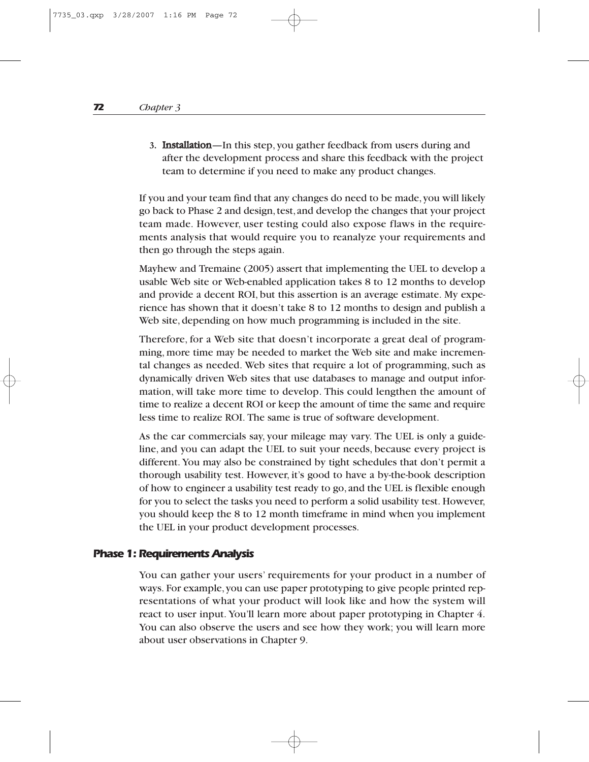3. **Installation**—In this step, you gather feedback from users during and after the development process and share this feedback with the project team to determine if you need to make any product changes.

If you and your team find that any changes do need to be made, you will likely go back to Phase 2 and design, test, and develop the changes that your project team made. However, user testing could also expose flaws in the requirements analysis that would require you to reanalyze your requirements and then go through the steps again.

Mayhew and Tremaine (2005) assert that implementing the UEL to develop a usable Web site or Web-enabled application takes 8 to 12 months to develop and provide a decent ROI, but this assertion is an average estimate. My experience has shown that it doesn't take 8 to 12 months to design and publish a Web site, depending on how much programming is included in the site.

Therefore, for a Web site that doesn't incorporate a great deal of programming, more time may be needed to market the Web site and make incremental changes as needed. Web sites that require a lot of programming, such as dynamically driven Web sites that use databases to manage and output information, will take more time to develop. This could lengthen the amount of time to realize a decent ROI or keep the amount of time the same and require less time to realize ROI. The same is true of software development.

As the car commercials say, your mileage may vary. The UEL is only a guideline, and you can adapt the UEL to suit your needs, because every project is different. You may also be constrained by tight schedules that don't permit a thorough usability test. However, it's good to have a by-the-book description of how to engineer a usability test ready to go, and the UEL is flexible enough for you to select the tasks you need to perform a solid usability test. However, you should keep the 8 to 12 month timeframe in mind when you implement the UEL in your product development processes.

### *Phase 1: Requirements Analysis*

You can gather your users' requirements for your product in a number of ways. For example, you can use paper prototyping to give people printed representations of what your product will look like and how the system will react to user input. You'll learn more about paper prototyping in Chapter 4. You can also observe the users and see how they work; you will learn more about user observations in Chapter 9.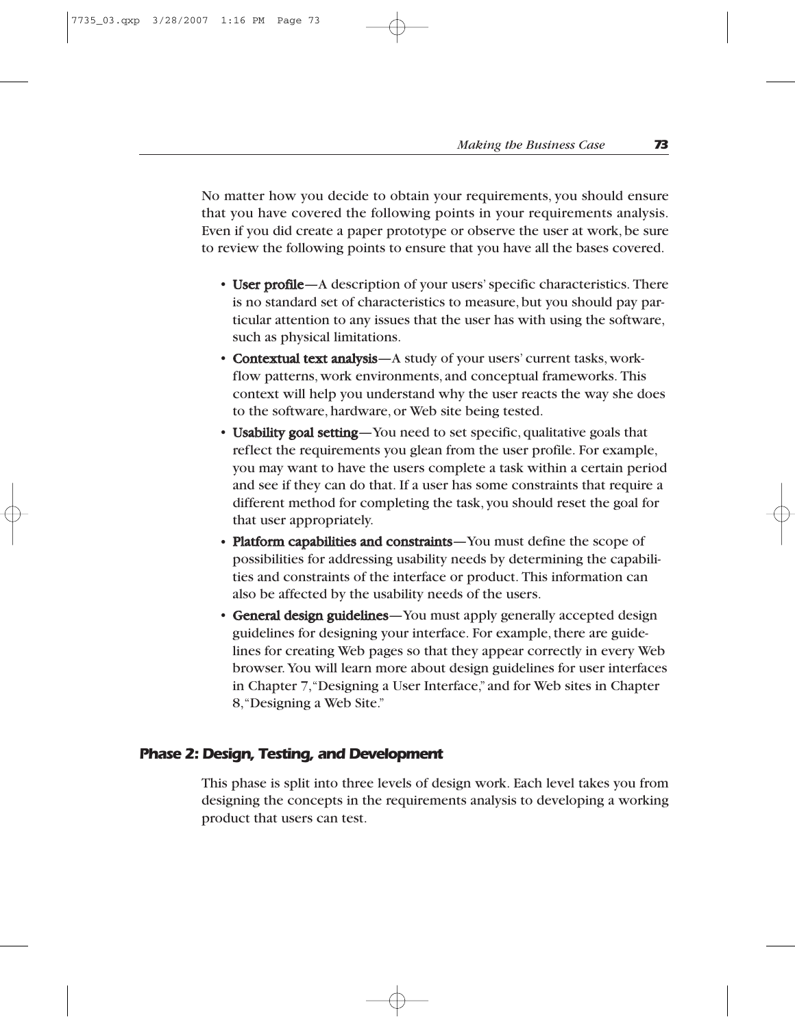No matter how you decide to obtain your requirements, you should ensure that you have covered the following points in your requirements analysis. Even if you did create a paper prototype or observe the user at work, be sure to review the following points to ensure that you have all the bases covered.

- **User profile**—A description of your users' specific characteristics. There is no standard set of characteristics to measure, but you should pay particular attention to any issues that the user has with using the software, such as physical limitations.
- **Contextual text analysis**—A study of your users' current tasks, workflow patterns, work environments, and conceptual frameworks. This context will help you understand why the user reacts the way she does to the software, hardware, or Web site being tested.
- **Usability goal setting**—You need to set specific, qualitative goals that reflect the requirements you glean from the user profile. For example, you may want to have the users complete a task within a certain period and see if they can do that. If a user has some constraints that require a different method for completing the task, you should reset the goal for that user appropriately.
- **Platform capabilities and constraints**—You must define the scope of possibilities for addressing usability needs by determining the capabilities and constraints of the interface or product. This information can also be affected by the usability needs of the users.
- **General design guidelines**—You must apply generally accepted design guidelines for designing your interface. For example, there are guidelines for creating Web pages so that they appear correctly in every Web browser. You will learn more about design guidelines for user interfaces in Chapter 7, "Designing a User Interface," and for Web sites in Chapter 8, "Designing a Web Site."

### *Phase 2: Design, Testing, and Development*

This phase is split into three levels of design work. Each level takes you from designing the concepts in the requirements analysis to developing a working product that users can test.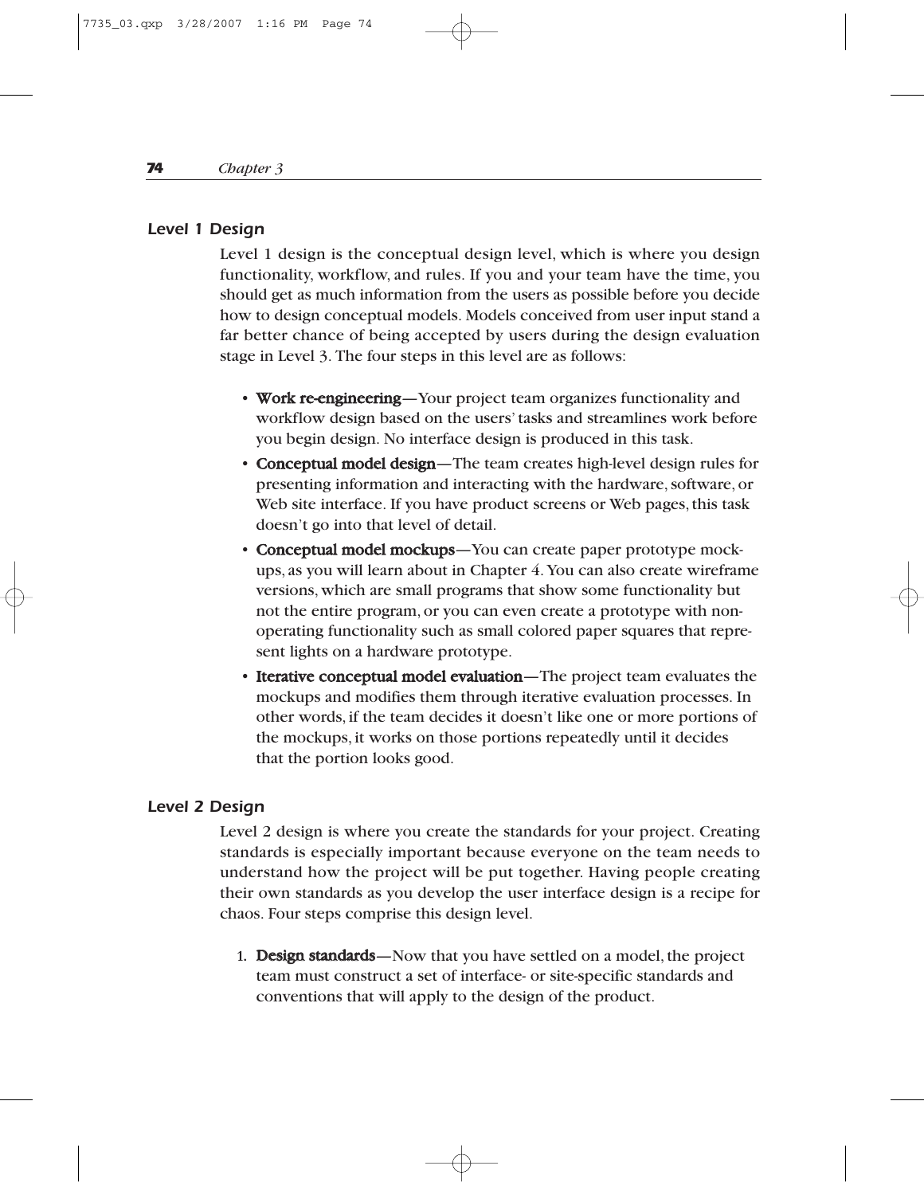### Level 1 Design

Level 1 design is the conceptual design level, which is where you design functionality, workflow, and rules. If you and your team have the time, you should get as much information from the users as possible before you decide how to design conceptual models. Models conceived from user input stand a far better chance of being accepted by users during the design evaluation stage in Level 3. The four steps in this level are as follows:

- **Work re-engineering**—Your project team organizes functionality and workflow design based on the users' tasks and streamlines work before you begin design. No interface design is produced in this task.
- **Conceptual model design**—The team creates high-level design rules for presenting information and interacting with the hardware, software, or Web site interface. If you have product screens or Web pages, this task doesn't go into that level of detail.
- **Conceptual model mockups**—You can create paper prototype mockups, as you will learn about in Chapter 4. You can also create wireframe versions, which are small programs that show some functionality but not the entire program, or you can even create a prototype with non-operating functionality such as small colored paper squares that represent lights on a hardware prototype.
- **Iterative conceptual model evaluation**—The project team evaluates the mockups and modifies them through iterative evaluation processes. In other words, if the team decides it doesn't like one or more portions of the mockups, it works on those portions repeatedly until it decides that the portion looks good.

### Level 2 Design

Level 2 design is where you create the standards for your project. Creating standards is especially important because everyone on the team needs to understand how the project will be put together. Having people creating their own standards as you develop the user interface design is a recipe for chaos. Four steps comprise this design level.

1. **Design standards**—Now that you have settled on a model, the project team must construct a set of interface- or site-specific standards and conventions that will apply to the design of the product.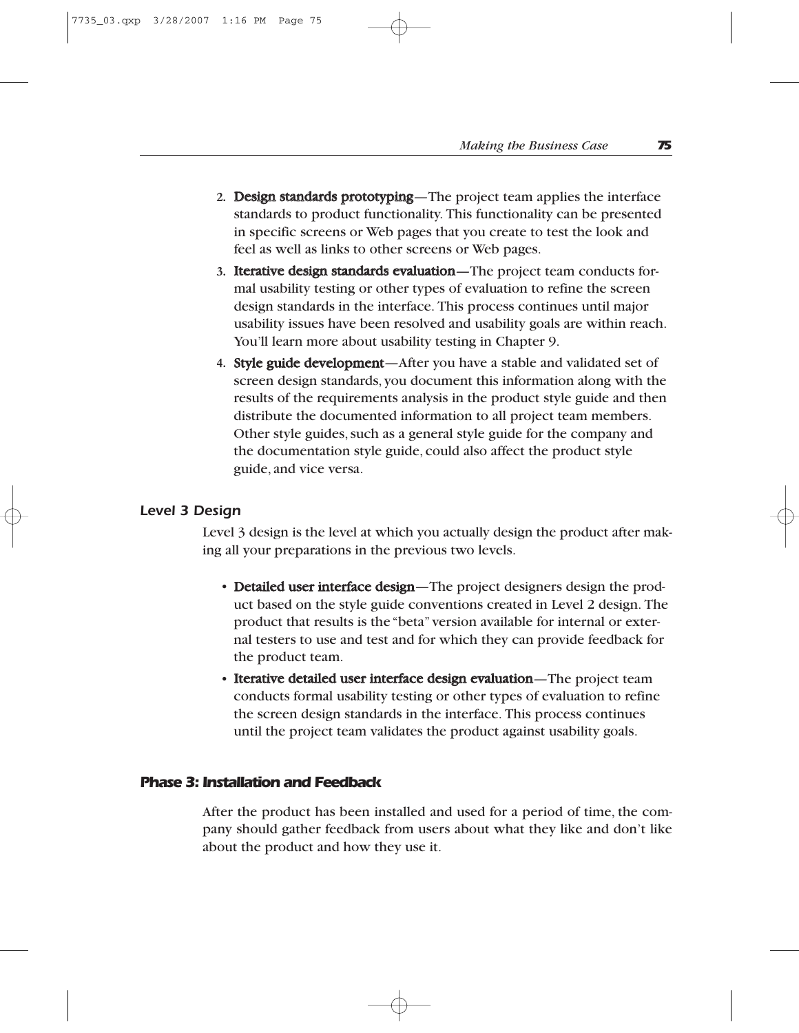2. **Design standards prototyping**—The project team applies the interface standards to product functionality. This functionality can be presented in specific screens or Web pages that you create to test the look and feel as well as links to other screens or Web pages.
3. **Iterative design standards evaluation**—The project team conducts formal usability testing or other types of evaluation to refine the screen design standards in the interface. This process continues until major usability issues have been resolved and usability goals are within reach. You'll learn more about usability testing in Chapter 9.
4. **Style guide development**—After you have a stable and validated set of screen design standards, you document this information along with the results of the requirements analysis in the product style guide and then distribute the documented information to all project team members. Other style guides, such as a general style guide for the company and the documentation style guide, could also affect the product style guide, and vice versa.

#### *Level 3 Design*

Level 3 design is the level at which you actually design the product after making all your preparations in the previous two levels.

- **Detailed user interface design**—The project designers design the product based on the style guide conventions created in Level 2 design. The product that results is the "beta" version available for internal or external testers to use and test and for which they can provide feedback for the product team.
- **Iterative detailed user interface design evaluation**—The project team conducts formal usability testing or other types of evaluation to refine the screen design standards in the interface. This process continues until the project team validates the product against usability goals.

### ***Phase 3: Installation and Feedback***

After the product has been installed and used for a period of time, the company should gather feedback from users about what they like and don't like about the product and how they use it.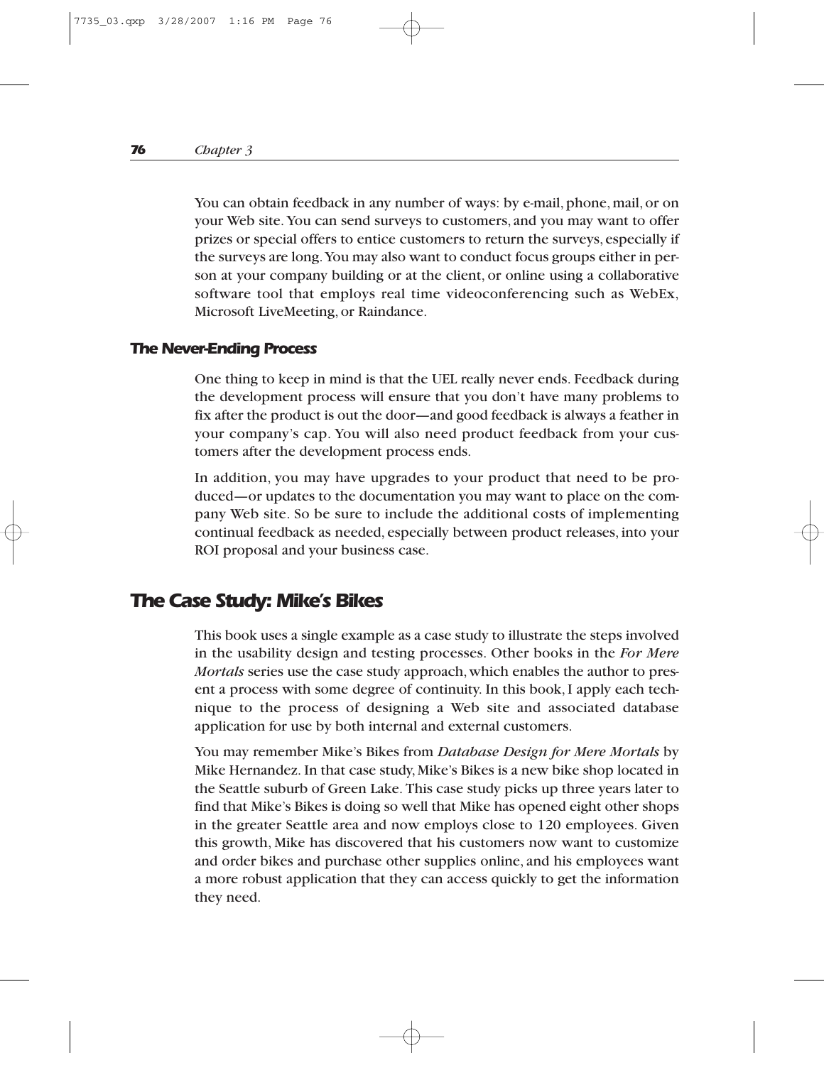You can obtain feedback in any number of ways: by e-mail, phone, mail, or on your Web site. You can send surveys to customers, and you may want to offer prizes or special offers to entice customers to return the surveys, especially if the surveys are long. You may also want to conduct focus groups either in person at your company building or at the client, or online using a collaborative software tool that employs real time videoconferencing such as WebEx, Microsoft LiveMeeting, or Raindance.

### The Never-Ending Process

One thing to keep in mind is that the UEL really never ends. Feedback during the development process will ensure that you don't have many problems to fix after the product is out the door—and good feedback is always a feather in your company's cap. You will also need product feedback from your customers after the development process ends.

In addition, you may have upgrades to your product that need to be produced—or updates to the documentation you may want to place on the company Web site. So be sure to include the additional costs of implementing continual feedback as needed, especially between product releases, into your ROI proposal and your business case.

## The Case Study: Mike's Bikes

This book uses a single example as a case study to illustrate the steps involved in the usability design and testing processes. Other books in the *For Mere Mortals* series use the case study approach, which enables the author to present a process with some degree of continuity. In this book, I apply each technique to the process of designing a Web site and associated database application for use by both internal and external customers.

You may remember Mike's Bikes from *Database Design for Mere Mortals* by Mike Hernandez. In that case study, Mike's Bikes is a new bike shop located in the Seattle suburb of Green Lake. This case study picks up three years later to find that Mike's Bikes is doing so well that Mike has opened eight other shops in the greater Seattle area and now employs close to 120 employees. Given this growth, Mike has discovered that his customers now want to customize and order bikes and purchase other supplies online, and his employees want a more robust application that they can access quickly to get the information they need.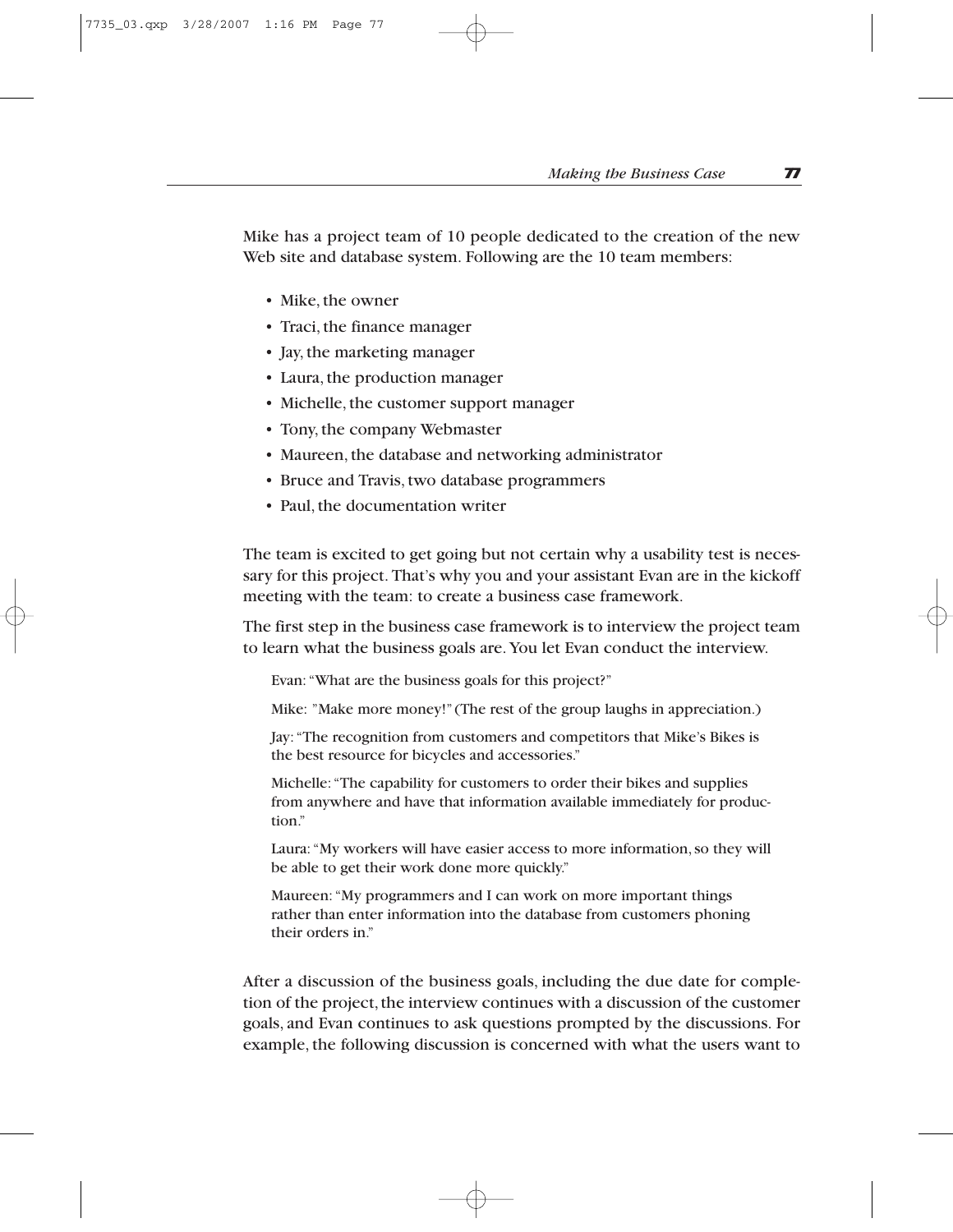Mike has a project team of 10 people dedicated to the creation of the new Web site and database system. Following are the 10 team members:

- Mike, the owner
- Traci, the finance manager
- Jay, the marketing manager
- Laura, the production manager
- Michelle, the customer support manager
- Tony, the company Webmaster
- Maureen, the database and networking administrator
- Bruce and Travis, two database programmers
- Paul, the documentation writer

The team is excited to get going but not certain why a usability test is necessary for this project. That's why you and your assistant Evan are in the kickoff meeting with the team: to create a business case framework.

The first step in the business case framework is to interview the project team to learn what the business goals are. You let Evan conduct the interview.

> Evan: "What are the business goals for this project?"
>
> Mike: "Make more money!" (The rest of the group laughs in appreciation.)
>
> Jay: "The recognition from customers and competitors that Mike's Bikes is the best resource for bicycles and accessories."
>
> Michelle: "The capability for customers to order their bikes and supplies from anywhere and have that information available immediately for production."
>
> Laura: "My workers will have easier access to more information, so they will be able to get their work done more quickly."
>
> Maureen: "My programmers and I can work on more important things rather than enter information into the database from customers phoning their orders in."

After a discussion of the business goals, including the due date for completion of the project, the interview continues with a discussion of the customer goals, and Evan continues to ask questions prompted by the discussions. For example, the following discussion is concerned with what the users want to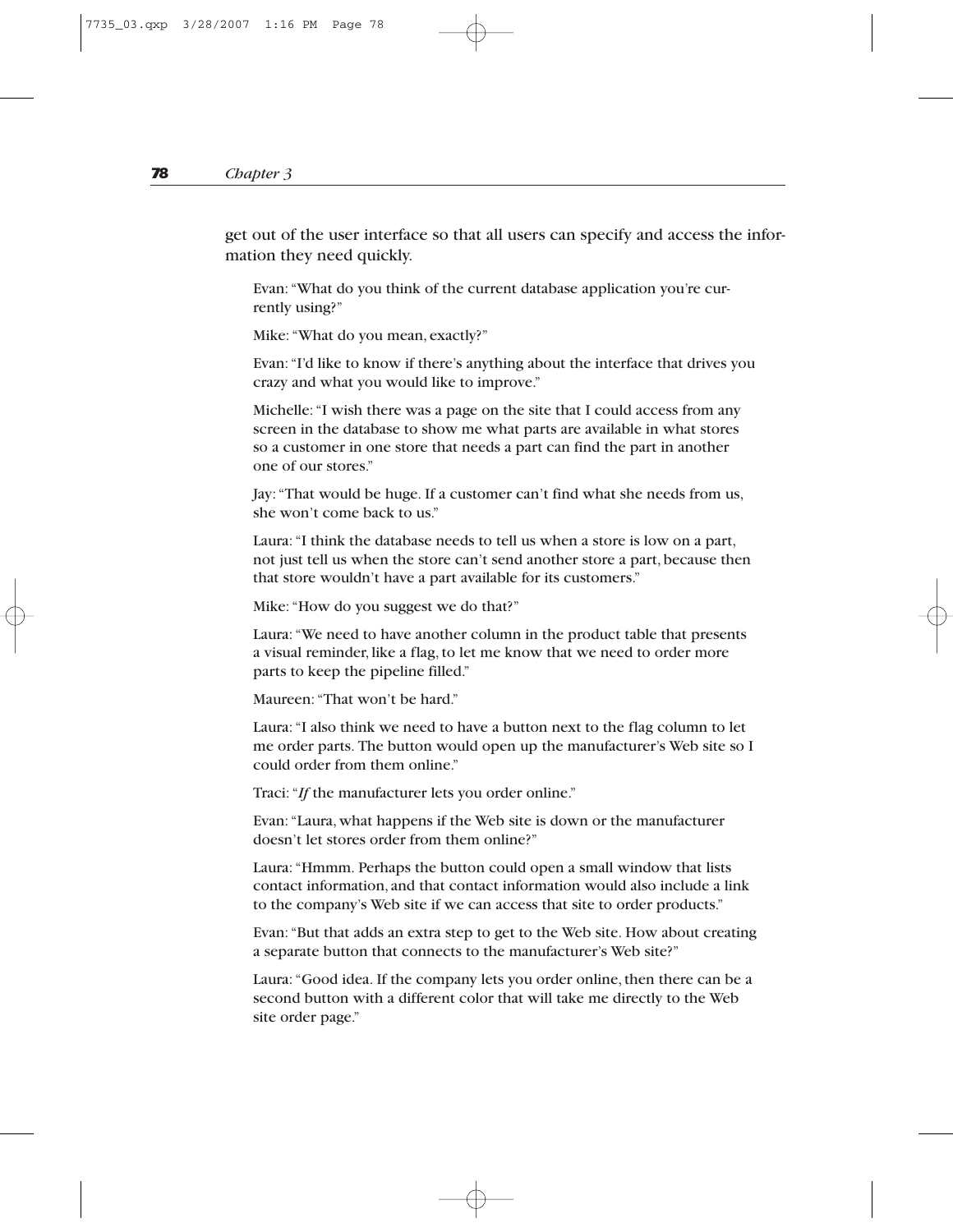get out of the user interface so that all users can specify and access the information they need quickly.

Evan: "What do you think of the current database application you're currently using?"

Mike: "What do you mean, exactly?"

Evan: "I'd like to know if there's anything about the interface that drives you crazy and what you would like to improve."

Michelle: "I wish there was a page on the site that I could access from any screen in the database to show me what parts are available in what stores so a customer in one store that needs a part can find the part in another one of our stores."

Jay: "That would be huge. If a customer can't find what she needs from us, she won't come back to us."

Laura: "I think the database needs to tell us when a store is low on a part, not just tell us when the store can't send another store a part, because then that store wouldn't have a part available for its customers."

Mike: "How do you suggest we do that?"

Laura: "We need to have another column in the product table that presents a visual reminder, like a flag, to let me know that we need to order more parts to keep the pipeline filled."

Maureen: "That won't be hard."

Laura: "I also think we need to have a button next to the flag column to let me order parts. The button would open up the manufacturer's Web site so I could order from them online."

Traci: "*If* the manufacturer lets you order online."

Evan: "Laura, what happens if the Web site is down or the manufacturer doesn't let stores order from them online?"

Laura: "Hmmm. Perhaps the button could open a small window that lists contact information, and that contact information would also include a link to the company's Web site if we can access that site to order products."

Evan: "But that adds an extra step to get to the Web site. How about creating a separate button that connects to the manufacturer's Web site?"

Laura: "Good idea. If the company lets you order online, then there can be a second button with a different color that will take me directly to the Web site order page."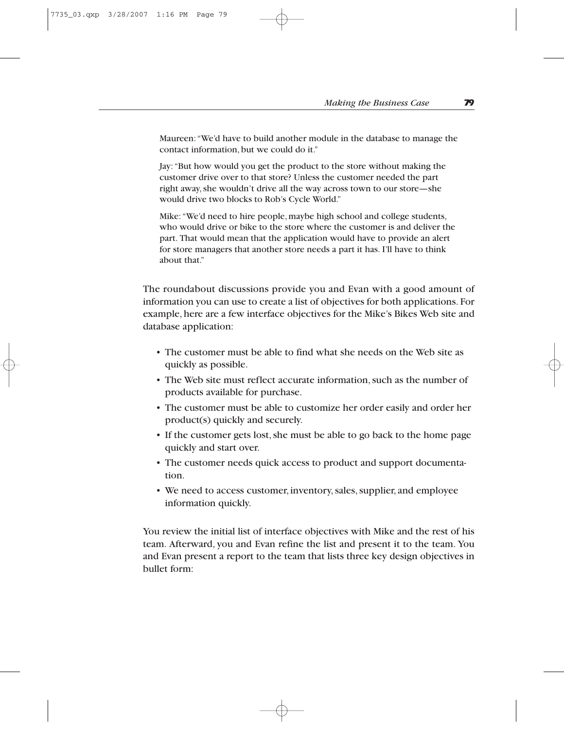Maureen: "We'd have to build another module in the database to manage the contact information, but we could do it."

Jay: "But how would you get the product to the store without making the customer drive over to that store? Unless the customer needed the part right away, she wouldn't drive all the way across town to our store—she would drive two blocks to Rob's Cycle World."

Mike: "We'd need to hire people, maybe high school and college students, who would drive or bike to the store where the customer is and deliver the part. That would mean that the application would have to provide an alert for store managers that another store needs a part it has. I'll have to think about that."

The roundabout discussions provide you and Evan with a good amount of information you can use to create a list of objectives for both applications. For example, here are a few interface objectives for the Mike's Bikes Web site and database application:

- The customer must be able to find what she needs on the Web site as quickly as possible.
- The Web site must reflect accurate information, such as the number of products available for purchase.
- The customer must be able to customize her order easily and order her product(s) quickly and securely.
- If the customer gets lost, she must be able to go back to the home page quickly and start over.
- The customer needs quick access to product and support documentation.
- We need to access customer, inventory, sales, supplier, and employee information quickly.

You review the initial list of interface objectives with Mike and the rest of his team. Afterward, you and Evan refine the list and present it to the team. You and Evan present a report to the team that lists three key design objectives in bullet form: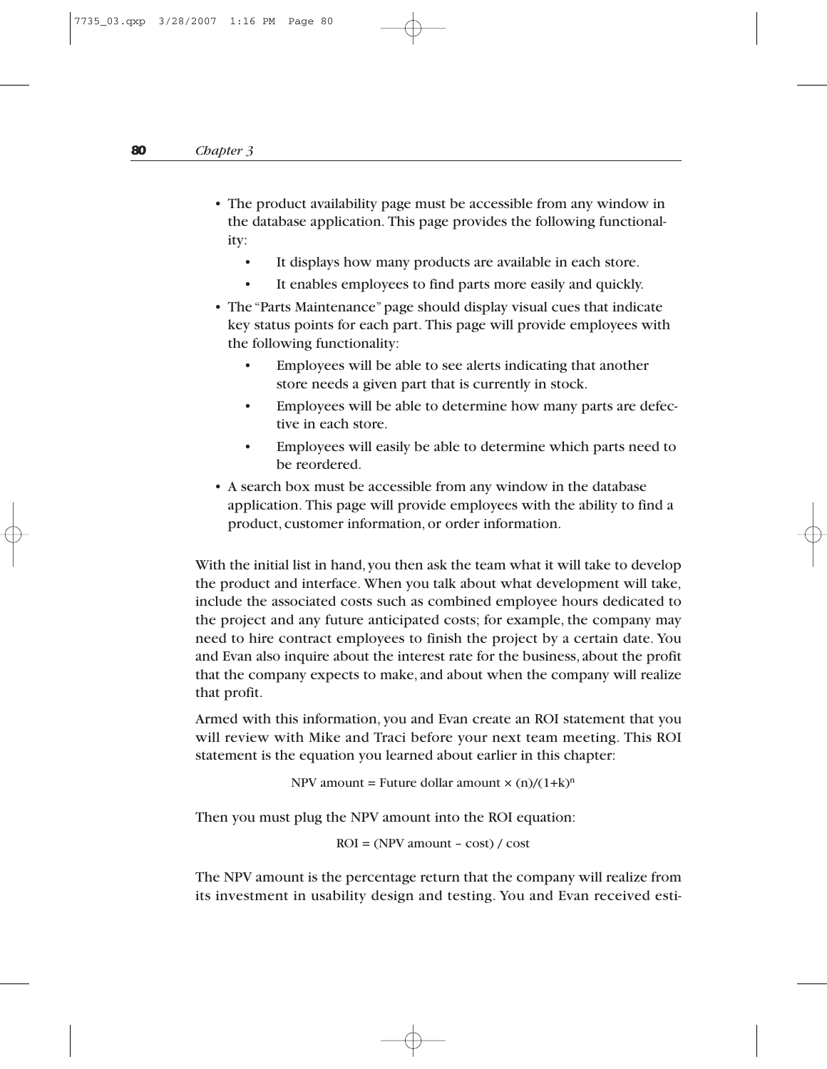- The product availability page must be accessible from any window in the database application. This page provides the following functionality:
    - It displays how many products are available in each store.
    - It enables employees to find parts more easily and quickly.
- The "Parts Maintenance" page should display visual cues that indicate key status points for each part. This page will provide employees with the following functionality:
    - Employees will be able to see alerts indicating that another store needs a given part that is currently in stock.
    - Employees will be able to determine how many parts are defective in each store.
    - Employees will easily be able to determine which parts need to be reordered.
- A search box must be accessible from any window in the database application. This page will provide employees with the ability to find a product, customer information, or order information.

With the initial list in hand, you then ask the team what it will take to develop the product and interface. When you talk about what development will take, include the associated costs such as combined employee hours dedicated to the project and any future anticipated costs; for example, the company may need to hire contract employees to finish the project by a certain date. You and Evan also inquire about the interest rate for the business, about the profit that the company expects to make, and about when the company will realize that profit.

Armed with this information, you and Evan create an ROI statement that you will review with Mike and Traci before your next team meeting. This ROI statement is the equation you learned about earlier in this chapter:

$$\text{NPV amount} = \text{Future dollar amount} \times (n)/(1+k)^n$$

Then you must plug the NPV amount into the ROI equation:

$$\text{ROI} = (\text{NPV amount} - \text{cost}) / \text{cost}$$

The NPV amount is the percentage return that the company will realize from its investment in usability design and testing. You and Evan received esti-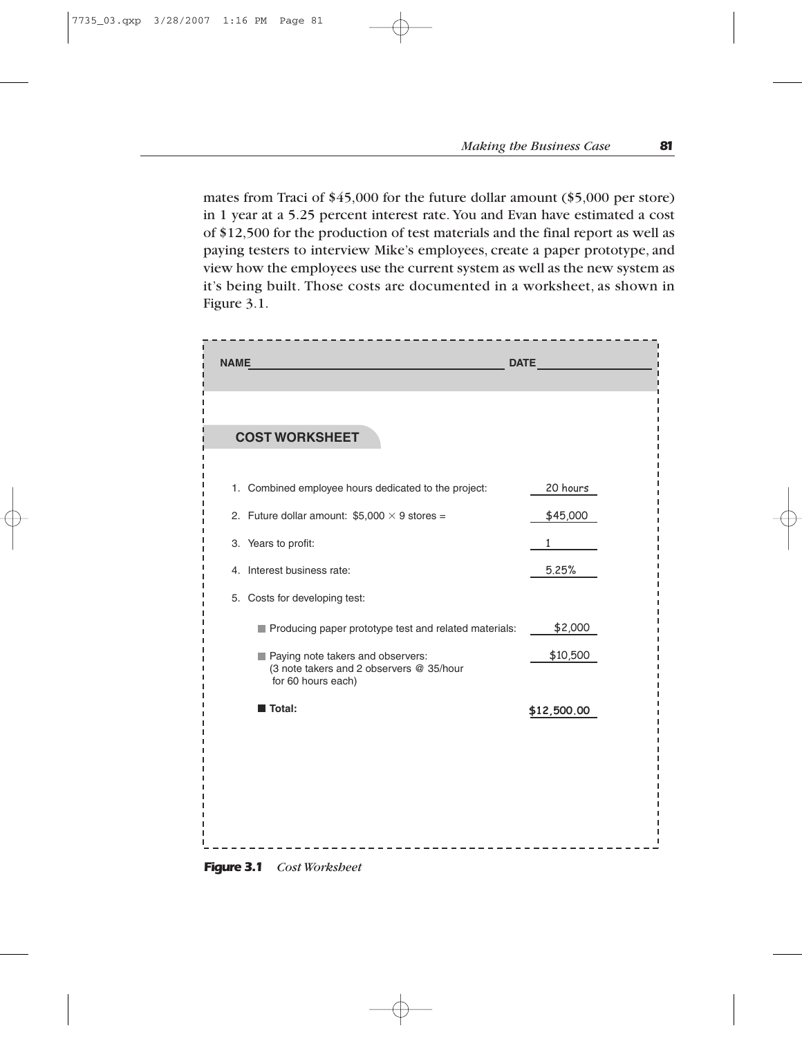mates from Traci of $45,000 for the future dollar amount ($5,000 per store) in 1 year at a 5.25 percent interest rate. You and Evan have estimated a cost of $12,500 for the production of test materials and the final report as well as paying testers to interview Mike's employees, create a paper prototype, and view how the employees use the current system as well as the new system as it's being built. Those costs are documented in a worksheet, as shown in Figure 3.1.

**NAME** ______________________ **DATE** ______________

### COST WORKSHEET

| | |
|---|---|
| 1. Combined employee hours dedicated to the project: | 20 hours |
| 2. Future dollar amount: $5,000 × 9 stores = | $45,000 |
| 3. Years to profit: | 1 |
| 4. Interest business rate: | 5.25% |
| 5. Costs for developing test: | |
| ■ Producing paper prototype test and related materials: | $2,000 |
| ■ Paying note takers and observers: (3 note takers and 2 observers @ 35/hour for 60 hours each) | $10,500 |
| ■ **Total:** | $12,500.00 |

***Figure 3.1*** *Cost Worksheet*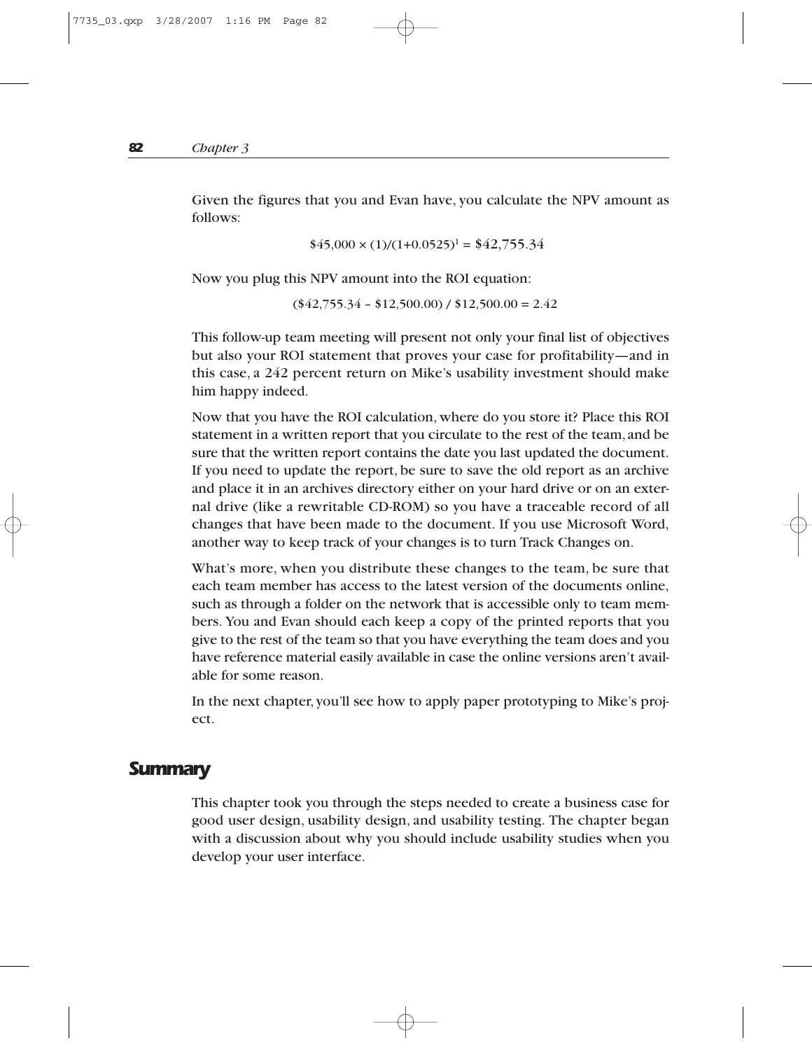Given the figures that you and Evan have, you calculate the NPV amount as follows:

$$\$45{,}000 \times (1)/(1+0.0525)^1 = \$42{,}755.34$$

Now you plug this NPV amount into the ROI equation:

$$(\$42{,}755.34 - \$12{,}500.00) / \$12{,}500.00 = 2.42$$

This follow-up team meeting will present not only your final list of objectives but also your ROI statement that proves your case for profitability—and in this case, a 242 percent return on Mike's usability investment should make him happy indeed.

Now that you have the ROI calculation, where do you store it? Place this ROI statement in a written report that you circulate to the rest of the team, and be sure that the written report contains the date you last updated the document. If you need to update the report, be sure to save the old report as an archive and place it in an archives directory either on your hard drive or on an external drive (like a rewritable CD-ROM) so you have a traceable record of all changes that have been made to the document. If you use Microsoft Word, another way to keep track of your changes is to turn Track Changes on.

What's more, when you distribute these changes to the team, be sure that each team member has access to the latest version of the documents online, such as through a folder on the network that is accessible only to team members. You and Evan should each keep a copy of the printed reports that you give to the rest of the team so that you have everything the team does and you have reference material easily available in case the online versions aren't available for some reason.

In the next chapter, you'll see how to apply paper prototyping to Mike's project.

## Summary

This chapter took you through the steps needed to create a business case for good user design, usability design, and usability testing. The chapter began with a discussion about why you should include usability studies when you develop your user interface.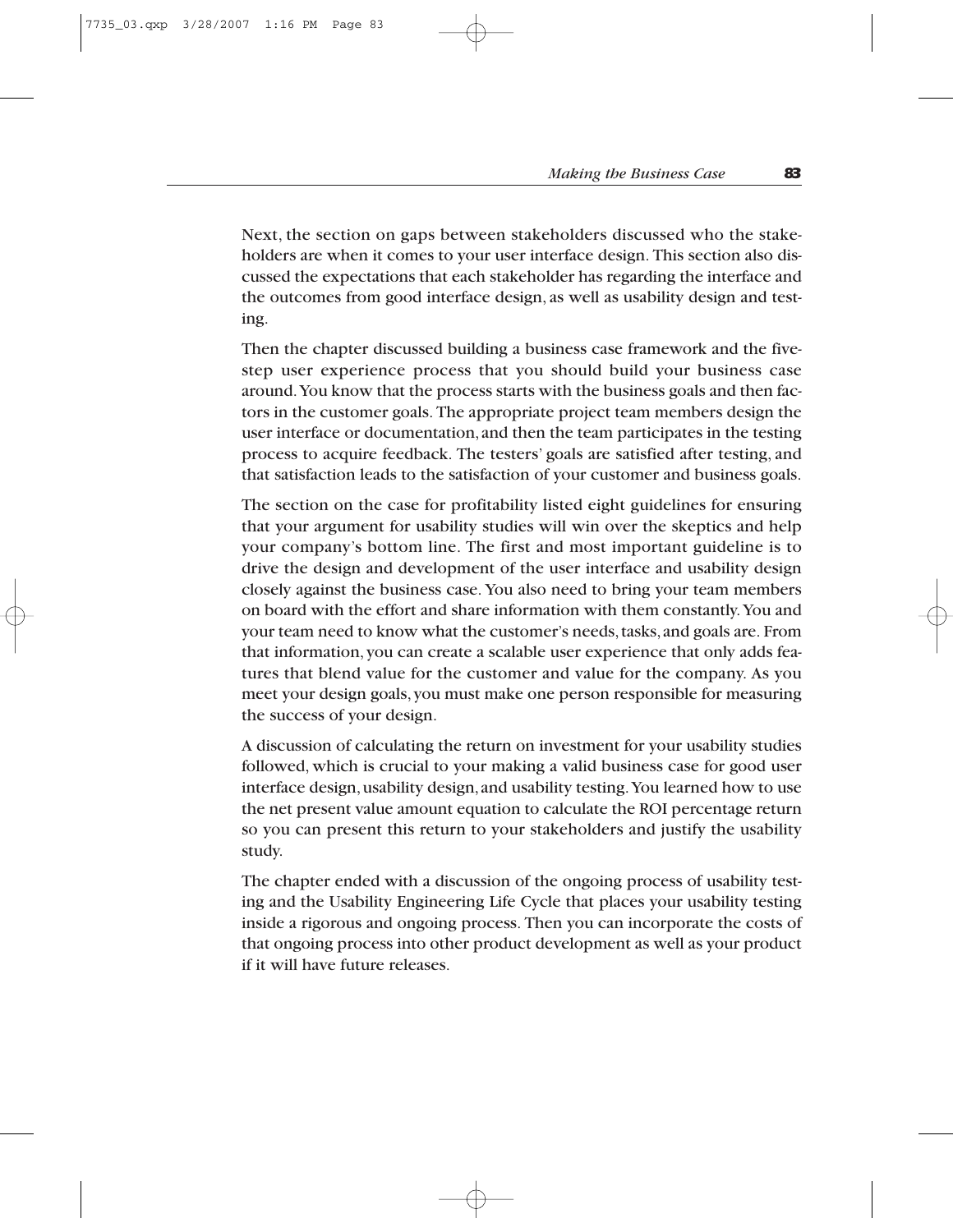Next, the section on gaps between stakeholders discussed who the stakeholders are when it comes to your user interface design. This section also discussed the expectations that each stakeholder has regarding the interface and the outcomes from good interface design, as well as usability design and testing.

Then the chapter discussed building a business case framework and the five-step user experience process that you should build your business case around. You know that the process starts with the business goals and then factors in the customer goals. The appropriate project team members design the user interface or documentation, and then the team participates in the testing process to acquire feedback. The testers' goals are satisfied after testing, and that satisfaction leads to the satisfaction of your customer and business goals.

The section on the case for profitability listed eight guidelines for ensuring that your argument for usability studies will win over the skeptics and help your company's bottom line. The first and most important guideline is to drive the design and development of the user interface and usability design closely against the business case. You also need to bring your team members on board with the effort and share information with them constantly. You and your team need to know what the customer's needs, tasks, and goals are. From that information, you can create a scalable user experience that only adds features that blend value for the customer and value for the company. As you meet your design goals, you must make one person responsible for measuring the success of your design.

A discussion of calculating the return on investment for your usability studies followed, which is crucial to your making a valid business case for good user interface design, usability design, and usability testing. You learned how to use the net present value amount equation to calculate the ROI percentage return so you can present this return to your stakeholders and justify the usability study.

The chapter ended with a discussion of the ongoing process of usability testing and the Usability Engineering Life Cycle that places your usability testing inside a rigorous and ongoing process. Then you can incorporate the costs of that ongoing process into other product development as well as your product if it will have future releases.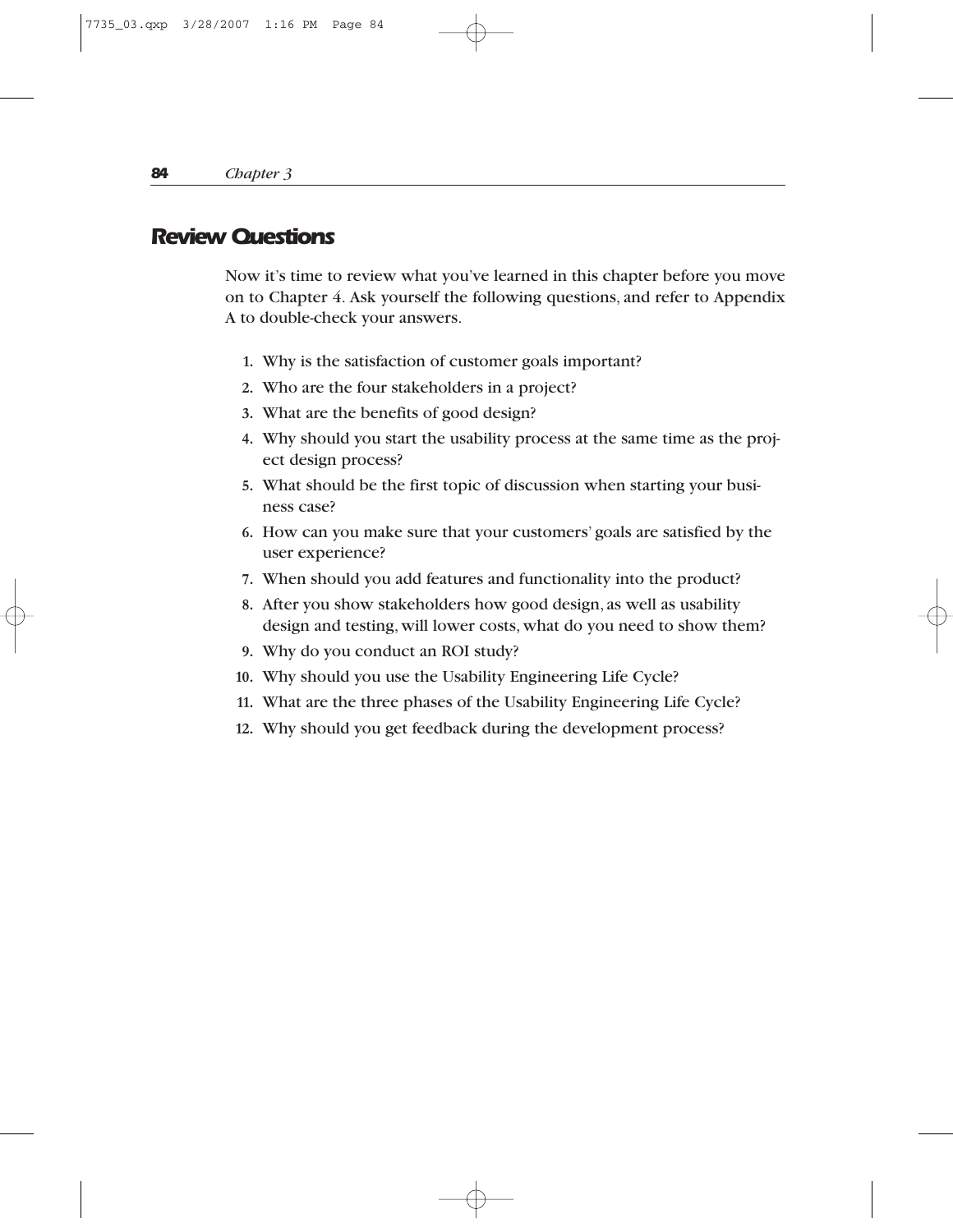## Review Questions

Now it's time to review what you've learned in this chapter before you move on to Chapter 4. Ask yourself the following questions, and refer to Appendix A to double-check your answers.

1. Why is the satisfaction of customer goals important?
2. Who are the four stakeholders in a project?
3. What are the benefits of good design?
4. Why should you start the usability process at the same time as the project design process?
5. What should be the first topic of discussion when starting your business case?
6. How can you make sure that your customers' goals are satisfied by the user experience?
7. When should you add features and functionality into the product?
8. After you show stakeholders how good design, as well as usability design and testing, will lower costs, what do you need to show them?
9. Why do you conduct an ROI study?
10. Why should you use the Usability Engineering Life Cycle?
11. What are the three phases of the Usability Engineering Life Cycle?
12. Why should you get feedback during the development process?